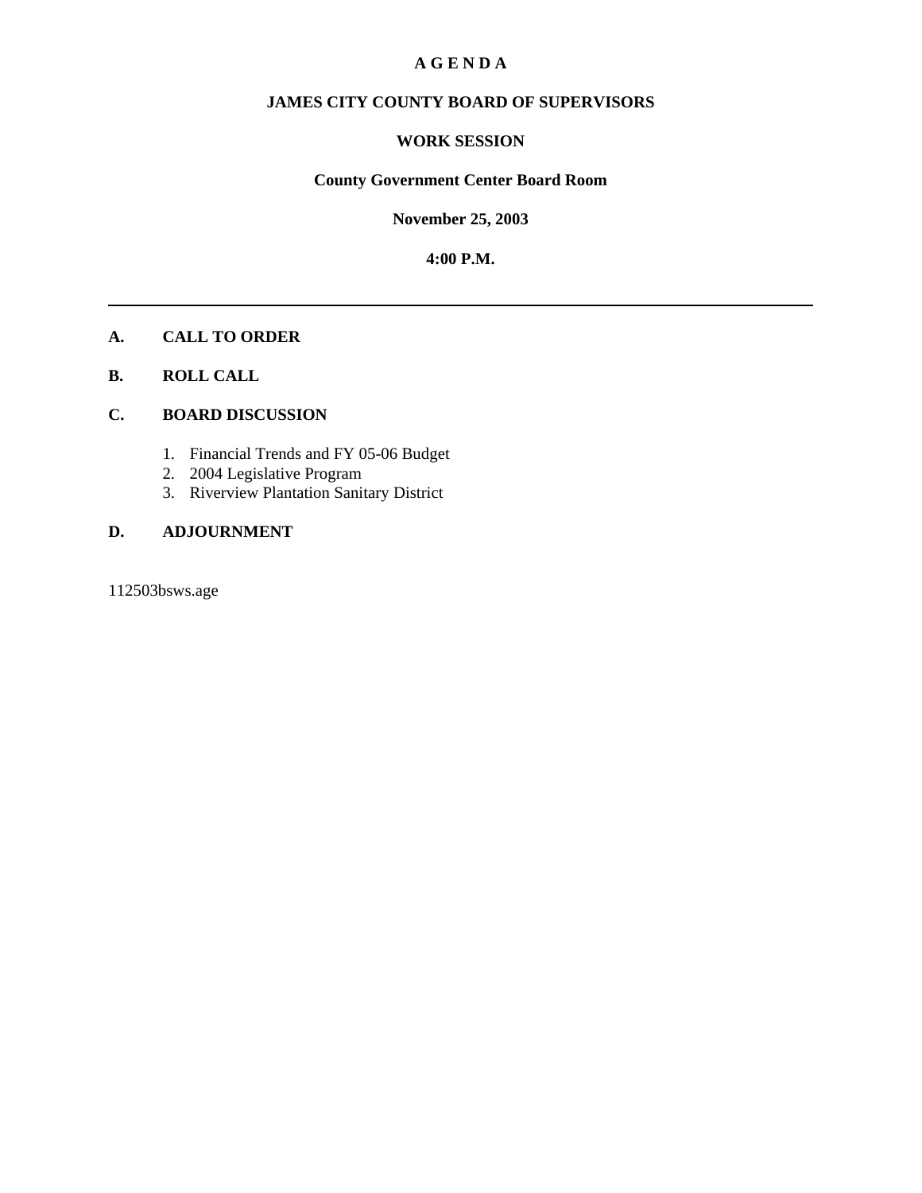# A G E N D A

## JAMES CITY COUNTY BOARD OF SUPERVISORS

## WORK SESSION

**County Government Center Board Room**

**November 25, 2003**

**4:00 P.M.**

---

**A. CALL TO ORDER**

**B. ROLL CALL**

**C. BOARD DISCUSSION**

1. Financial Trends and FY 05-06 Budget
2. 2004 Legislative Program
3. Riverview Plantation Sanitary District

**D. ADJOURNMENT**

112503bsws.age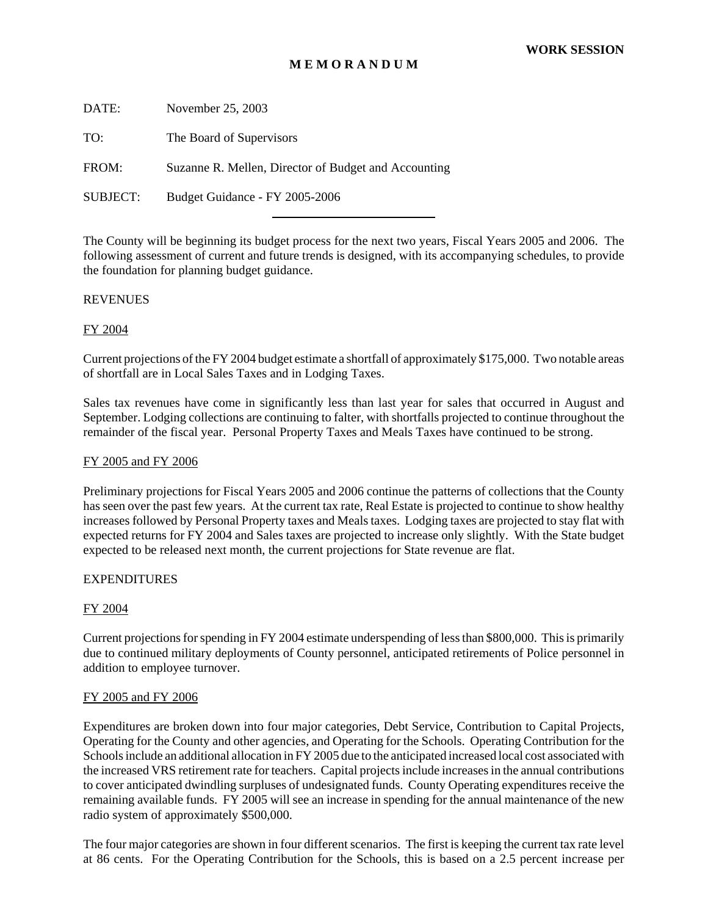**WORK SESSION**

**M E M O R A N D U M**

DATE: November 25, 2003

TO: The Board of Supervisors

FROM: Suzanne R. Mellen, Director of Budget and Accounting

SUBJECT: Budget Guidance - FY 2005-2006

---

The County will be beginning its budget process for the next two years, Fiscal Years 2005 and 2006. The following assessment of current and future trends is designed, with its accompanying schedules, to provide the foundation for planning budget guidance.

REVENUES

FY 2004

Current projections of the FY 2004 budget estimate a shortfall of approximately $175,000. Two notable areas of shortfall are in Local Sales Taxes and in Lodging Taxes.

Sales tax revenues have come in significantly less than last year for sales that occurred in August and September. Lodging collections are continuing to falter, with shortfalls projected to continue throughout the remainder of the fiscal year. Personal Property Taxes and Meals Taxes have continued to be strong.

FY 2005 and FY 2006

Preliminary projections for Fiscal Years 2005 and 2006 continue the patterns of collections that the County has seen over the past few years. At the current tax rate, Real Estate is projected to continue to show healthy increases followed by Personal Property taxes and Meals taxes. Lodging taxes are projected to stay flat with expected returns for FY 2004 and Sales taxes are projected to increase only slightly. With the State budget expected to be released next month, the current projections for State revenue are flat.

EXPENDITURES

FY 2004

Current projections for spending in FY 2004 estimate underspending of less than $800,000. This is primarily due to continued military deployments of County personnel, anticipated retirements of Police personnel in addition to employee turnover.

FY 2005 and FY 2006

Expenditures are broken down into four major categories, Debt Service, Contribution to Capital Projects, Operating for the County and other agencies, and Operating for the Schools. Operating Contribution for the Schools include an additional allocation in FY 2005 due to the anticipated increased local cost associated with the increased VRS retirement rate for teachers. Capital projects include increases in the annual contributions to cover anticipated dwindling surpluses of undesignated funds. County Operating expenditures receive the remaining available funds. FY 2005 will see an increase in spending for the annual maintenance of the new radio system of approximately $500,000.

The four major categories are shown in four different scenarios. The first is keeping the current tax rate level at 86 cents. For the Operating Contribution for the Schools, this is based on a 2.5 percent increase per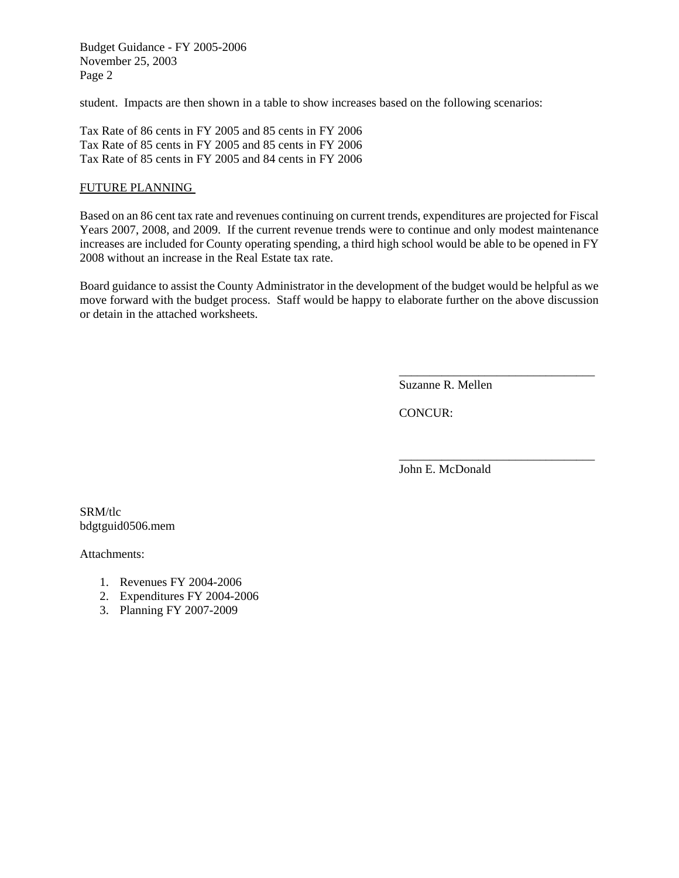student. Impacts are then shown in a table to show increases based on the following scenarios:

Tax Rate of 86 cents in FY 2005 and 85 cents in FY 2006
Tax Rate of 85 cents in FY 2005 and 85 cents in FY 2006
Tax Rate of 85 cents in FY 2005 and 84 cents in FY 2006

FUTURE PLANNING

Based on an 86 cent tax rate and revenues continuing on current trends, expenditures are projected for Fiscal Years 2007, 2008, and 2009. If the current revenue trends were to continue and only modest maintenance increases are included for County operating spending, a third high school would be able to be opened in FY 2008 without an increase in the Real Estate tax rate.

Board guidance to assist the County Administrator in the development of the budget would be helpful as we move forward with the budget process. Staff would be happy to elaborate further on the above discussion or detain in the attached worksheets.

\_\_\_\_\_\_\_\_\_\_\_\_\_\_\_\_\_\_\_\_\_\_\_\_\_\_\_\_\_\_\_\_
Suzanne R. Mellen

CONCUR:

\_\_\_\_\_\_\_\_\_\_\_\_\_\_\_\_\_\_\_\_\_\_\_\_\_\_\_\_\_\_\_\_
John E. McDonald

SRM/tlc
bdgtguid0506.mem

Attachments:

1. Revenues FY 2004-2006
2. Expenditures FY 2004-2006
3. Planning FY 2007-2009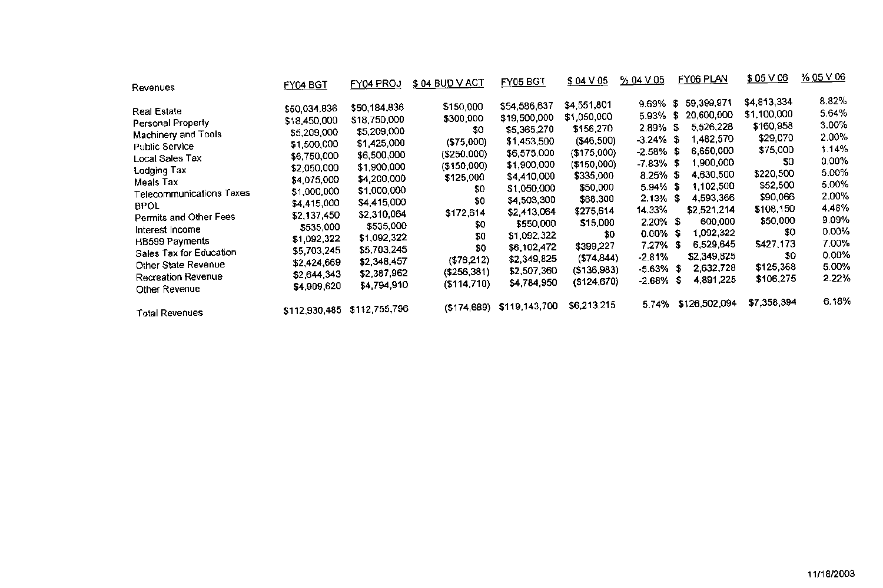| Revenues | FY04 BGT | FY04 PROJ | $ 04 BUD V ACT | FY05 BGT | $ 04 V 05 | % 04 V 05 | FY06 PLAN | $ 05 V 06 | % 05 V 06 |
|---|---|---|---|---|---|---|---|---|---|
| Real Estate | $50,034,836 | $50,184,836 | $150,000 | $54,586,637 | $4,551,801 | 9.69% | $ 59,399,971 | $4,813,334 | 8.82% |
| Personal Property | $18,450,000 | $18,750,000 | $300,000 | $19,500,000 | $1,050,000 | 5.93% | $ 20,600,000 | $1,100,000 | 5.64% |
| Machinery and Tools | $5,209,000 | $5,209,000 | $0 | $5,365,270 | $156,270 | 2.89% | $ 5,526,228 | $160,958 | 3.00% |
| Public Service | $1,500,000 | $1,425,000 | ($75,000) | $1,453,500 | ($46,500) | -3.24% | $ 1,482,570 | $29,070 | 2.00% |
| Local Sales Tax | $6,750,000 | $6,500,000 | ($250,000) | $6,575,000 | ($175,000) | -2.58% | $ 6,650,000 | $75,000 | 1.14% |
| Lodging Tax | $2,050,000 | $1,900,000 | ($150,000) | $1,900,000 | ($150,000) | -7.83% | $ 1,900,000 | $0 | 0.00% |
| Meals Tax | $4,075,000 | $4,200,000 | $125,000 | $4,410,000 | $335,000 | 8.25% | $ 4,630,500 | $220,500 | 5.00% |
| Telecommunications Taxes | $1,000,000 | $1,000,000 | $0 | $1,050,000 | $50,000 | 5.94% | $ 1,102,500 | $52,500 | 5.00% |
| BPOL | $4,415,000 | $4,415,000 | $0 | $4,503,300 | $88,300 | 2.13% | $ 4,593,366 | $90,066 | 2.00% |
| Permits and Other Fees | $2,137,450 | $2,310,064 | $172,614 | $2,413,064 | $275,614 | 14.33% | $2,521,214 | $108,150 | 4.48% |
| Interest Income | $535,000 | $535,000 | $0 | $550,000 | $15,000 | 2.20% | $ 600,000 | $50,000 | 9.09% |
| HB599 Payments | $1,092,322 | $1,092,322 | $0 | $1,092,322 | $0 | 0.00% | $ 1,092,322 | $0 | 0.00% |
| Sales Tax for Education | $5,703,245 | $5,703,245 | $0 | $6,102,472 | $399,227 | 7.27% | $ 6,529,645 | $427,173 | 7.00% |
| Other State Revenue | $2,424,669 | $2,348,457 | ($76,212) | $2,349,825 | ($74,844) | -2.81% | $2,349,825 | $0 | 0.00% |
| Recreation Revenue | $2,644,343 | $2,387,962 | ($256,381) | $2,507,360 | ($136,983) | -5.63% | $ 2,632,728 | $125,368 | 5.00% |
| Other Revenue | $4,909,620 | $4,794,910 | ($114,710) | $4,784,950 | ($124,670) | -2.68% | $ 4,891,225 | $106,275 | 2.22% |
| Total Revenues | $112,930,485 | $112,755,796 | ($174,689) | $119,143,700 | $6,213,215 | 5.74% | $126,502,094 | $7,358,394 | 6.18% |

11/18/2003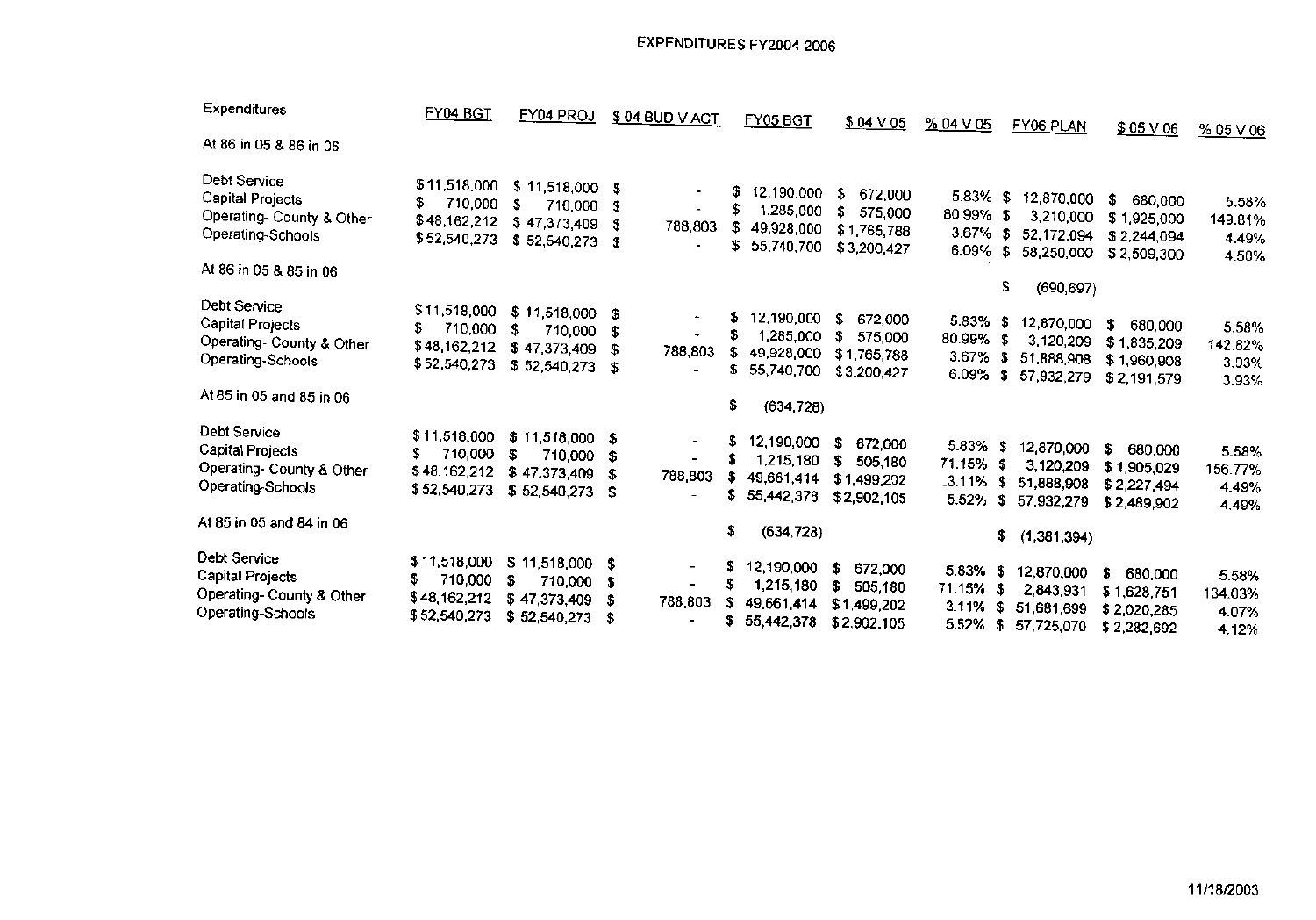# EXPENDITURES FY2004-2006

| Expenditures | FY04 BGT | FY04 PROJ | $ 04 BUD V ACT | FY05 BGT | $ 04 V 05 | % 04 V 05 | FY06 PLAN | $ 05 V 06 | % 05 V 06 |
|---|---|---|---|---|---|---|---|---|---|
| **At 86 in 05 & 86 in 06** | | | | | | | | | |
| Debt Service | $ 11,518,000 | $ 11,518,000 | $ - | $ 12,190,000 | $ 672,000 | 5.83% | $ 12,870,000 | $ 680,000 | 5.58% |
| Capital Projects | $ 710,000 | $ 710,000 | $ - | $ 1,285,000 | $ 575,000 | 80.99% | $ 3,210,000 | $ 1,925,000 | 149.81% |
| Operating- County & Other | $ 48,162,212 | $ 47,373,409 | $ 788,803 | $ 49,928,000 | $ 1,765,788 | 3.67% | $ 52,172,094 | $ 2,244,094 | 4.49% |
| Operating-Schools | $ 52,540,273 | $ 52,540,273 | $ - | $ 55,740,700 | $ 3,200,427 | 6.09% | $ 58,250,000 | $ 2,509,300 | 4.50% |
| **At 86 in 05 & 85 in 06** | | | | | | | | | |
| | | | | | | | $ (690,697) | | |
| Debt Service | $ 11,518,000 | $ 11,518,000 | $ - | $ 12,190,000 | $ 672,000 | 5.83% | $ 12,870,000 | $ 680,000 | 5.58% |
| Capital Projects | $ 710,000 | $ 710,000 | $ - | $ 1,285,000 | $ 575,000 | 80.99% | $ 3,120,209 | $ 1,835,209 | 142.82% |
| Operating- County & Other | $ 48,162,212 | $ 47,373,409 | $ 788,803 | $ 49,928,000 | $ 1,765,788 | 3.67% | $ 51,888,908 | $ 1,960,908 | 3.93% |
| Operating-Schools | $ 52,540,273 | $ 52,540,273 | $ - | $ 55,740,700 | $ 3,200,427 | 6.09% | $ 57,932,279 | $ 2,191,579 | 3.93% |
| **At 85 in 05 and 85 in 06** | | | | | | | | | |
| | | | | $ (634,728) | | | | | |
| Debt Service | $ 11,518,000 | $ 11,518,000 | $ - | $ 12,190,000 | $ 672,000 | 5.83% | $ 12,870,000 | $ 680,000 | 5.58% |
| Capital Projects | $ 710,000 | $ 710,000 | $ - | $ 1,215,180 | $ 505,180 | 71.15% | $ 3,120,209 | $ 1,905,029 | 156.77% |
| Operating- County & Other | $ 48,162,212 | $ 47,373,409 | $ 788,803 | $ 49,661,414 | $ 1,499,202 | 3.11% | $ 51,888,908 | $ 2,227,494 | 4.49% |
| Operating-Schools | $ 52,540,273 | $ 52,540,273 | $ - | $ 55,442,378 | $ 2,902,105 | 5.52% | $ 57,932,279 | $ 2,489,902 | 4.49% |
| **At 85 in 05 and 84 in 06** | | | | | | | | | |
| | | | | $ (634,728) | | | $ (1,381,394) | | |
| Debt Service | $ 11,518,000 | $ 11,518,000 | $ - | $ 12,190,000 | $ 672,000 | 5.83% | $ 12,870,000 | $ 680,000 | 5.58% |
| Capital Projects | $ 710,000 | $ 710,000 | $ - | $ 1,215,180 | $ 505,180 | 71.15% | $ 2,843,931 | $ 1,628,751 | 134.03% |
| Operating- County & Other | $ 48,162,212 | $ 47,373,409 | $ 788,803 | $ 49,661,414 | $ 1,499,202 | 3.11% | $ 51,681,699 | $ 2,020,285 | 4.07% |
| Operating-Schools | $ 52,540,273 | $ 52,540,273 | $ - | $ 55,442,378 | $ 2,902,105 | 5.52% | $ 57,725,070 | $ 2,282,692 | 4.12% |

11/18/2003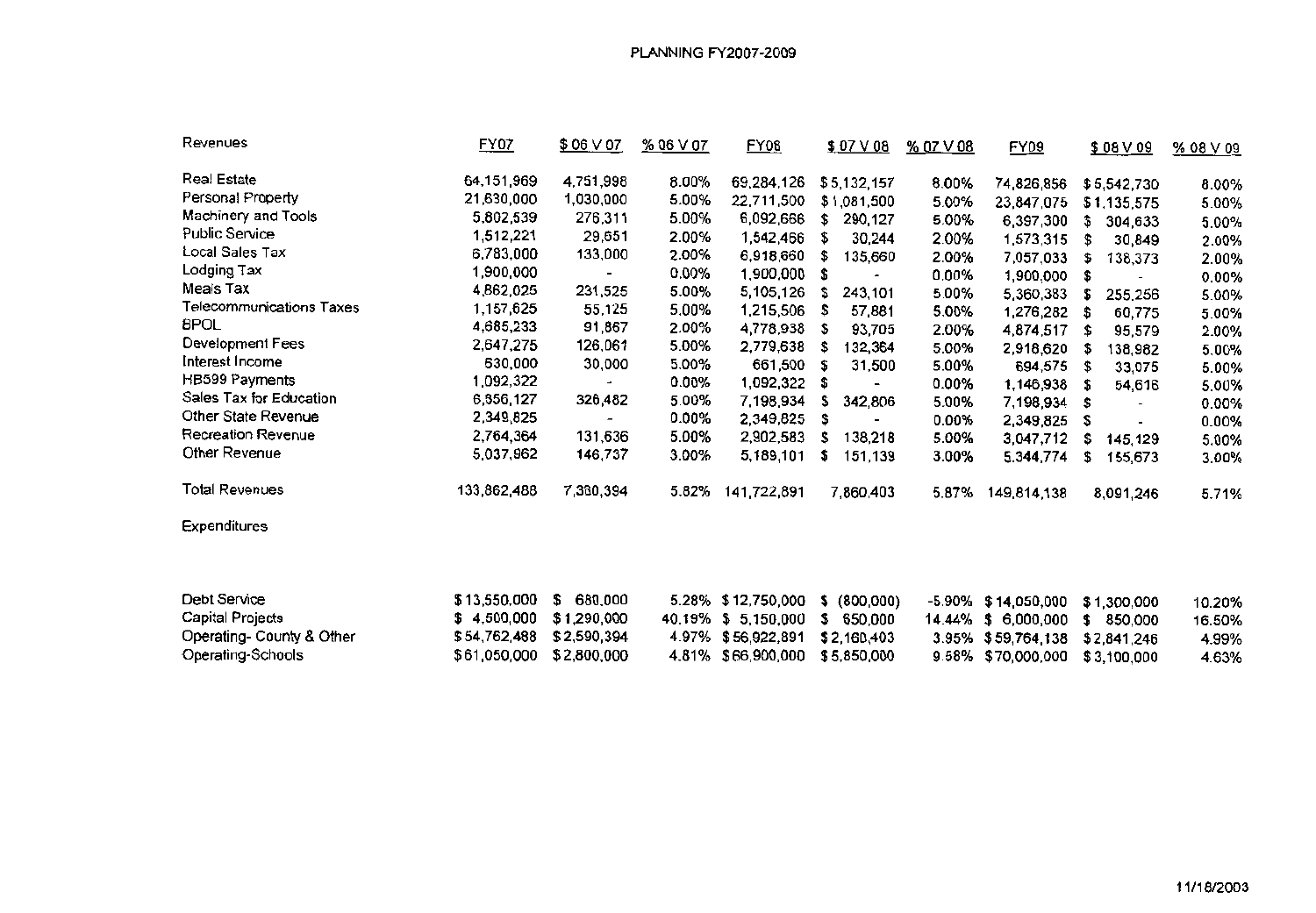# PLANNING FY2007-2009

| Revenues | FY07 | $ 06 V 07 | % 06 V 07 | FY08 | $ 07 V 08 | % 07 V 08 | FY09 | $ 08 V 09 | % 08 V 09 |
|---|---|---|---|---|---|---|---|---|---|
| Real Estate | 64,151,969 | 4,751,998 | 8.00% | 69,284,126 | $ 5,132,157 | 8.00% | 74,826,856 | $ 5,542,730 | 8.00% |
| Personal Property | 21,630,000 | 1,030,000 | 5.00% | 22,711,500 | $ 1,081,500 | 5.00% | 23,847,075 | $ 1,135,575 | 5.00% |
| Machinery and Tools | 5,802,539 | 276,311 | 5.00% | 6,092,666 | $ 290,127 | 5.00% | 6,397,300 | $ 304,633 | 5.00% |
| Public Service | 1,512,221 | 29,651 | 2.00% | 1,542,466 | $ 30,244 | 2.00% | 1,573,315 | $ 30,849 | 2.00% |
| Local Sales Tax | 6,783,000 | 133,000 | 2.00% | 6,918,660 | $ 135,660 | 2.00% | 7,057,033 | $ 138,373 | 2.00% |
| Lodging Tax | 1,900,000 | - | 0.00% | 1,900,000 | $ - | 0.00% | 1,900,000 | $ - | 0.00% |
| Meals Tax | 4,862,025 | 231,525 | 5.00% | 5,105,126 | $ 243,101 | 5.00% | 5,360,383 | $ 255,256 | 5.00% |
| Telecommunications Taxes | 1,157,625 | 55,125 | 5.00% | 1,215,506 | $ 57,881 | 5.00% | 1,276,282 | $ 60,775 | 5.00% |
| BPOL | 4,685,233 | 91,867 | 2.00% | 4,778,938 | $ 93,705 | 2.00% | 4,874,517 | $ 95,579 | 2.00% |
| Development Fees | 2,647,275 | 126,061 | 5.00% | 2,779,638 | $ 132,364 | 5.00% | 2,918,620 | $ 138,982 | 5.00% |
| Interest Income | 630,000 | 30,000 | 5.00% | 661,500 | $ 31,500 | 5.00% | 694,575 | $ 33,075 | 5.00% |
| HB599 Payments | 1,092,322 | - | 0.00% | 1,092,322 | $ - | 0.00% | 1,146,938 | $ 54,616 | 5.00% |
| Sales Tax for Education | 6,856,127 | 326,482 | 5.00% | 7,198,934 | $ 342,806 | 5.00% | 7,198,934 | $ - | 0.00% |
| Other State Revenue | 2,349,825 | - | 0.00% | 2,349,825 | $ - | 0.00% | 2,349,825 | $ - | 0.00% |
| Recreation Revenue | 2,764,364 | 131,636 | 5.00% | 2,902,583 | $ 138,218 | 5.00% | 3,047,712 | $ 145,129 | 5.00% |
| Other Revenue | 5,037,962 | 146,737 | 3.00% | 5,189,101 | $ 151,139 | 3.00% | 5,344,774 | $ 155,673 | 3.00% |
| Total Revenues | 133,862,488 | 7,360,394 | 5.82% | 141,722,891 | 7,860,403 | 5.87% | 149,814,138 | 8,091,246 | 5.71% |
| **Expenditures** | | | | | | | | | |
| Debt Service | $ 13,550,000 | $ 680,000 | 5.28% | $ 12,750,000 | $ (800,000) | -5.90% | $ 14,050,000 | $ 1,300,000 | 10.20% |
| Capital Projects | $ 4,500,000 | $ 1,290,000 | 40.19% | $ 5,150,000 | $ 650,000 | 14.44% | $ 6,000,000 | $ 850,000 | 16.50% |
| Operating- County & Other | $ 54,762,488 | $ 2,590,394 | 4.97% | $ 56,922,891 | $ 2,160,403 | 3.95% | $ 59,764,138 | $ 2,841,246 | 4.99% |
| Operating-Schools | $ 61,050,000 | $ 2,800,000 | 4.81% | $ 66,900,000 | $ 5,850,000 | 9.58% | $ 70,000,000 | $ 3,100,000 | 4.63% |

11/18/2003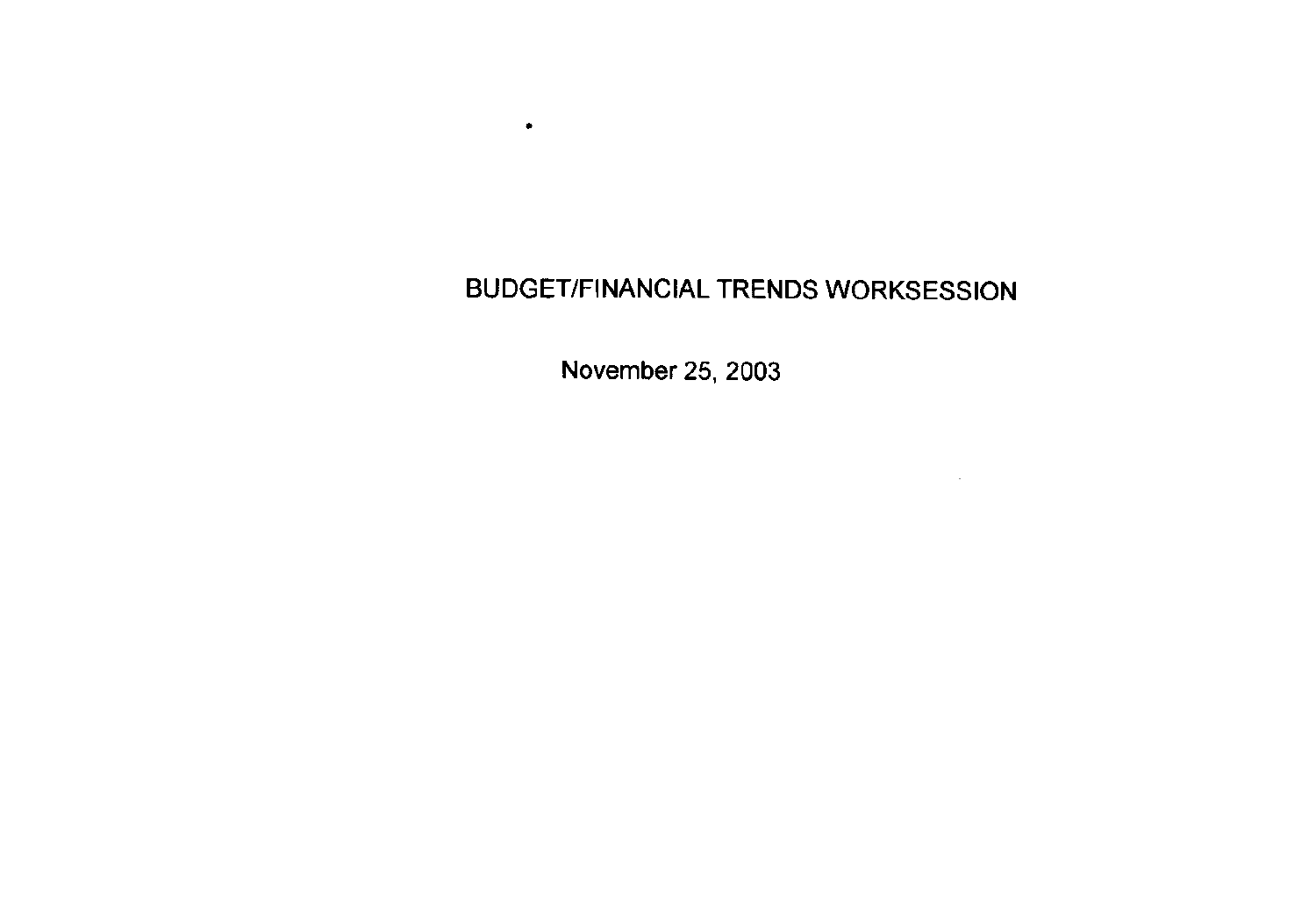# BUDGET/FINANCIAL TRENDS WORKSESSION

November 25, 2003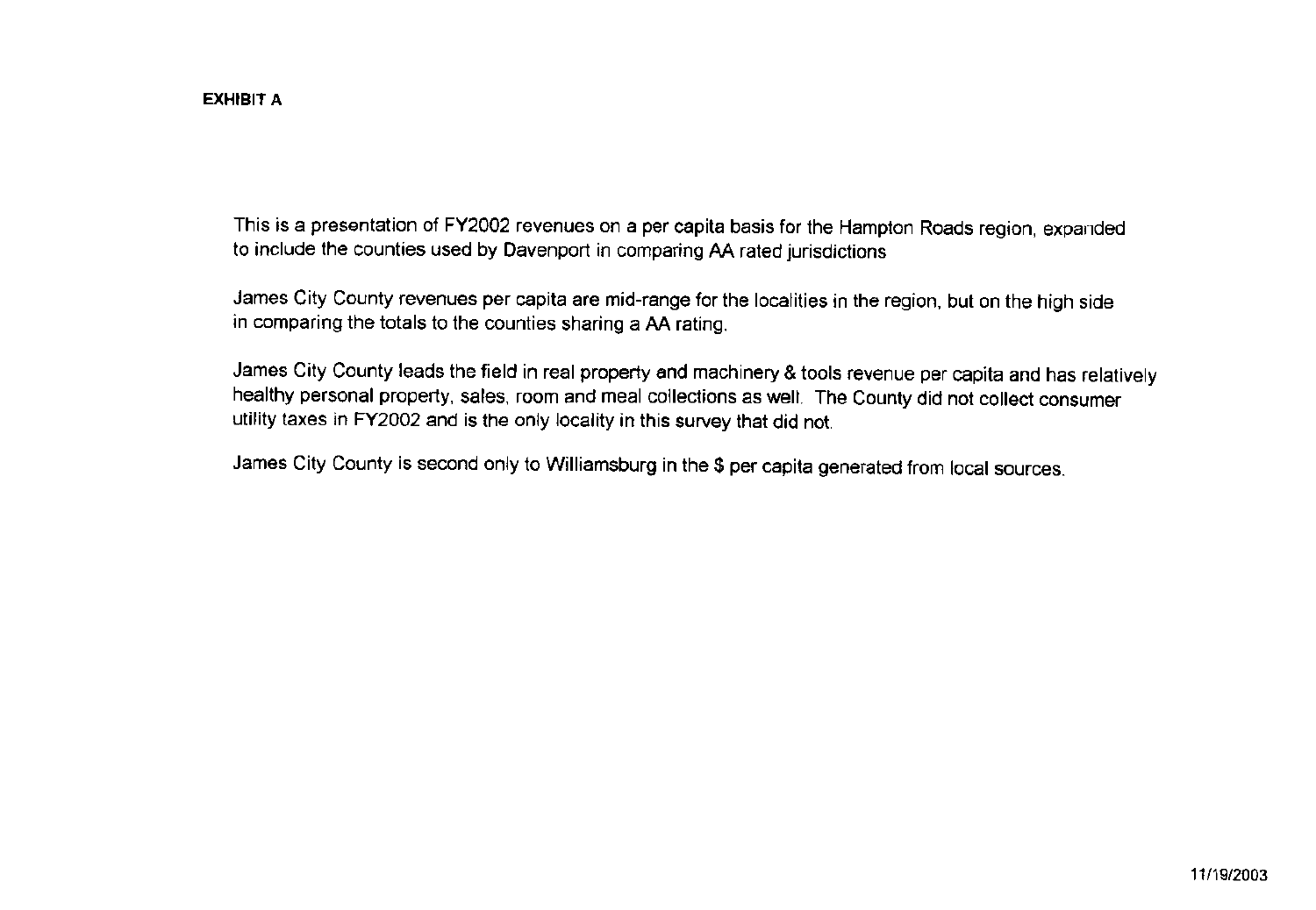**EXHIBIT A**

This is a presentation of FY2002 revenues on a per capita basis for the Hampton Roads region, expanded to include the counties used by Davenport in comparing AA rated jurisdictions

James City County revenues per capita are mid-range for the localities in the region, but on the high side in comparing the totals to the counties sharing a AA rating.

James City County leads the field in real property and machinery & tools revenue per capita and has relatively healthy personal property, sales, room and meal collections as well. The County did not collect consumer utility taxes in FY2002 and is the only locality in this survey that did not.

James City County is second only to Williamsburg in the $ per capita generated from local sources.

11/19/2003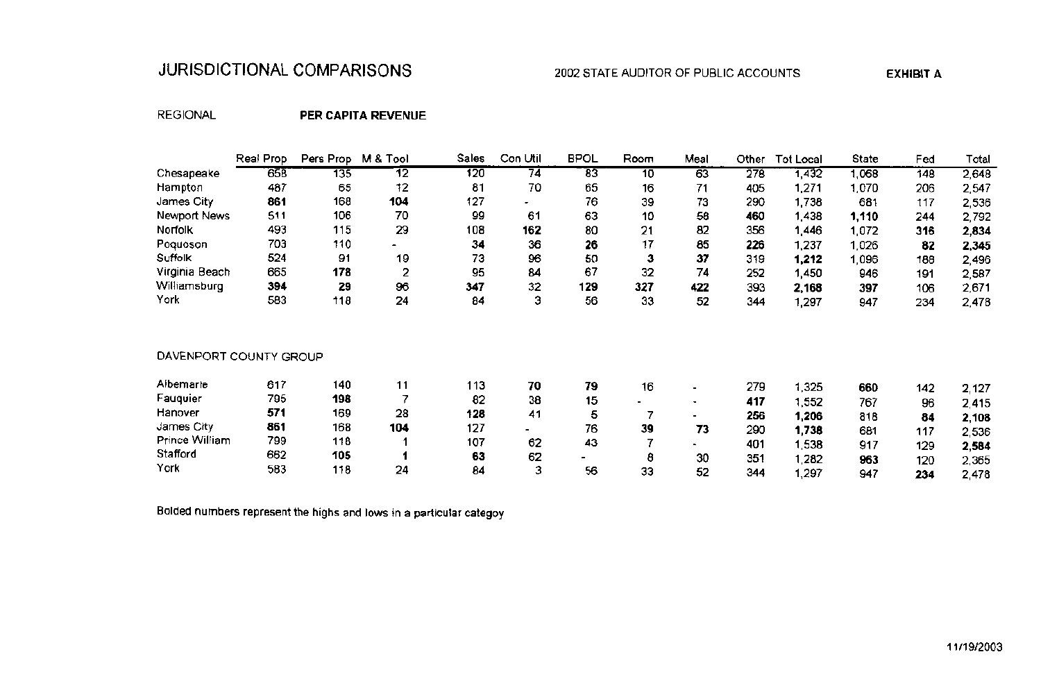# JURISDICTIONAL COMPARISONS

2002 STATE AUDITOR OF PUBLIC ACCOUNTS

**EXHIBIT A**

REGIONAL **PER CAPITA REVENUE**

| | Real Prop | Pers Prop | M & Tool | Sales | Con Util | BPOL | Room | Meal | Other | Tot Local | State | Fed | Total |
|---|---|---|---|---|---|---|---|---|---|---|---|---|---|
| Chesapeake | 658 | 135 | 12 | 120 | 74 | 83 | 10 | 63 | 278 | 1,432 | 1,068 | 148 | 2,648 |
| Hampton | 487 | 65 | 12 | 81 | 70 | 65 | 16 | 71 | 405 | 1,271 | 1,070 | 206 | 2,547 |
| James City | **861** | 168 | **104** | 127 | - | 76 | 39 | 73 | 290 | 1,738 | 681 | 117 | 2,536 |
| Newport News | 511 | 106 | 70 | 99 | 61 | 63 | 10 | 58 | **460** | 1,438 | **1,110** | 244 | 2,792 |
| Norfolk | 493 | 115 | 29 | 108 | **162** | 80 | 21 | 82 | 356 | 1,446 | 1,072 | **316** | **2,834** |
| Poquoson | 703 | 110 | - | **34** | 36 | **26** | 17 | 85 | **226** | 1,237 | 1,026 | **82** | **2,345** |
| Suffolk | 524 | 91 | 19 | 73 | 96 | 50 | **3** | **37** | 319 | **1,212** | 1,096 | 188 | 2,496 |
| Virginia Beach | 665 | **178** | 2 | 95 | 84 | 67 | 32 | 74 | 252 | 1,450 | 946 | 191 | 2,587 |
| Williamsburg | **394** | **29** | 96 | **347** | 32 | **129** | **327** | **422** | 393 | **2,168** | **397** | 106 | 2,671 |
| York | 583 | 118 | 24 | 84 | 3 | 56 | 33 | 52 | 344 | 1,297 | 947 | 234 | 2,478 |

DAVENPORT COUNTY GROUP

| | Real Prop | Pers Prop | M & Tool | Sales | Con Util | BPOL | Room | Meal | Other | Tot Local | State | Fed | Total |
|---|---|---|---|---|---|---|---|---|---|---|---|---|---|
| Albemarle | 617 | 140 | 11 | 113 | **70** | **79** | 16 | - | 279 | 1,325 | **660** | 142 | 2,127 |
| Fauquier | 795 | **198** | 7 | 82 | 38 | 15 | - | - | **417** | 1,552 | 767 | 96 | 2,415 |
| Hanover | **571** | 169 | 28 | **128** | 41 | 5 | 7 | - | **256** | **1,206** | 818 | **84** | **2,108** |
| James City | **861** | 168 | **104** | 127 | - | 76 | **39** | **73** | 290 | **1,738** | 681 | 117 | 2,536 |
| Prince William | 799 | 118 | 1 | 107 | 62 | 43 | 7 | - | 401 | 1,538 | 917 | 129 | **2,584** |
| Stafford | 662 | **105** | **1** | **63** | 62 | - | 8 | 30 | 351 | 1,282 | **963** | 120 | 2,365 |
| York | 583 | 118 | 24 | 84 | 3 | 56 | 33 | 52 | 344 | 1,297 | 947 | **234** | 2,478 |

Bolded numbers represent the highs and lows in a particular categoy

11/19/2003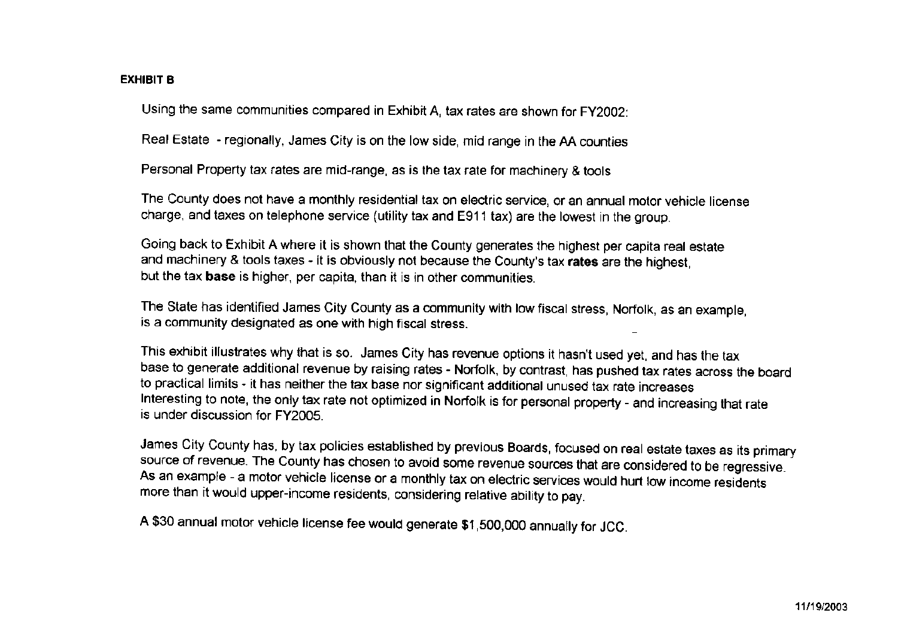**EXHIBIT B**

Using the same communities compared in Exhibit A, tax rates are shown for FY2002:

Real Estate - regionally, James City is on the low side, mid range in the AA counties

Personal Property tax rates are mid-range, as is the tax rate for machinery & tools

The County does not have a monthly residential tax on electric service, or an annual motor vehicle license charge, and taxes on telephone service (utility tax and E911 tax) are the lowest in the group.

Going back to Exhibit A where it is shown that the County generates the highest per capita real estate and machinery & tools taxes - it is obviously not because the County's tax **rates** are the highest, but the tax **base** is higher, per capita, than it is in other communities.

The State has identified James City County as a community with low fiscal stress, Norfolk, as an example, is a community designated as one with high fiscal stress.

This exhibit illustrates why that is so. James City has revenue options it hasn't used yet, and has the tax base to generate additional revenue by raising rates - Norfolk, by contrast, has pushed tax rates across the board to practical limits - it has neither the tax base nor significant additional unused tax rate increases Interesting to note, the only tax rate not optimized in Norfolk is for personal property - and increasing that rate is under discussion for FY2005.

James City County has, by tax policies established by previous Boards, focused on real estate taxes as its primary source of revenue. The County has chosen to avoid some revenue sources that are considered to be regressive. As an example - a motor vehicle license or a monthly tax on electric services would hurt low income residents more than it would upper-income residents, considering relative ability to pay.

A $30 annual motor vehicle license fee would generate $1,500,000 annually for JCC.

11/19/2003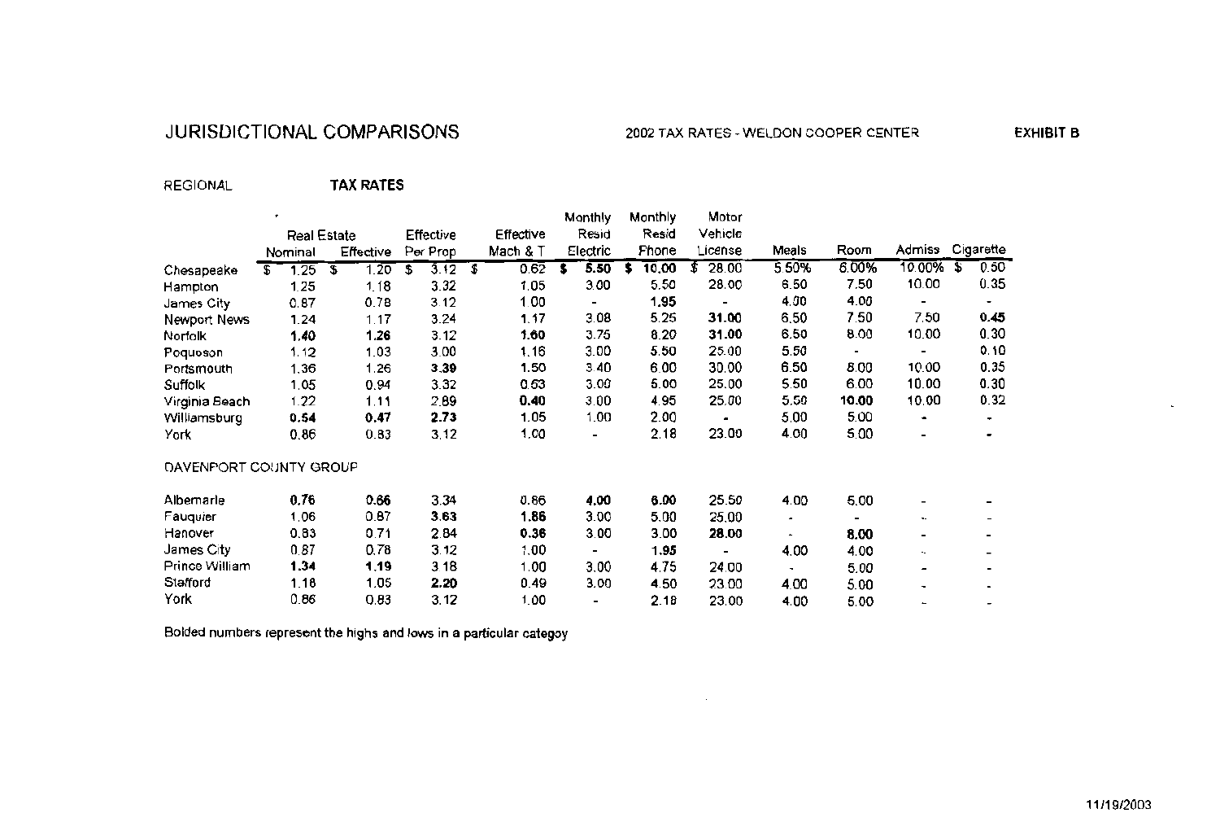# JURISDICTIONAL COMPARISONS

2002 TAX RATES - WELDON COOPER CENTER

**EXHIBIT B**

REGIONAL **TAX RATES**

| | Real Estate Nominal | Real Estate Effective | Effective Per Prop | Effective Mach & T | Monthly Resid Electric | Monthly Resid Phone | Motor Vehicle License | Meals | Room | Admiss | Cigarette |
|---|---|---|---|---|---|---|---|---|---|---|---|
| Chesapeake | $ 1.25 | $ 1.20 | $ 3.12 | $ 0.62 | **$ 5.50** | **$ 10.00** | $ 28.00 | 5.50% | 6.00% | 10.00% | $ 0.50 |
| Hampton | 1.25 | 1.18 | 3.32 | 1.05 | 3.00 | 5.50 | 28.00 | 6.50 | 7.50 | 10.00 | 0.35 |
| James City | 0.87 | 0.78 | 3.12 | 1.00 | - | **1.95** | - | 4.00 | 4.00 | - | - |
| Newport News | 1.24 | 1.17 | 3.24 | 1.17 | 3.08 | 5.25 | **31.00** | 6.50 | 7.50 | 7.50 | **0.45** |
| Norfolk | **1.40** | **1.26** | 3.12 | **1.60** | 3.75 | 8.20 | **31.00** | 6.50 | 8.00 | 10.00 | 0.30 |
| Poquoson | 1.12 | 1.03 | 3.00 | 1.16 | 3.00 | 5.50 | 25.00 | 5.50 | - | - | 0.10 |
| Portsmouth | 1.36 | 1.26 | **3.39** | 1.50 | 3.40 | 6.00 | 30.00 | 6.50 | 8.00 | 10.00 | 0.35 |
| Suffolk | 1.05 | 0.94 | 3.32 | 0.63 | 3.00 | 5.00 | 25.00 | 5.50 | 6.00 | 10.00 | 0.30 |
| Virginia Beach | 1.22 | 1.11 | 2.89 | **0.40** | 3.00 | 4.95 | 25.00 | 5.50 | **10.00** | 10.00 | 0.32 |
| Williamsburg | **0.54** | **0.47** | **2.73** | 1.05 | 1.00 | 2.00 | - | 5.00 | 5.00 | - | - |
| York | 0.86 | 0.83 | 3.12 | 1.00 | - | 2.18 | 23.00 | 4.00 | 5.00 | - | - |
| DAVENPORT COUNTY GROUP | | | | | | | | | | | |
| Albemarle | **0.76** | **0.66** | 3.34 | 0.86 | **4.00** | **6.00** | 25.50 | 4.00 | 5.00 | - | - |
| Fauquier | 1.06 | 0.87 | **3.63** | **1.86** | 3.00 | 5.00 | 25.00 | - | - | - | - |
| Hanover | 0.83 | 0.71 | 2.84 | **0.36** | 3.00 | 3.00 | **28.00** | - | **8.00** | - | - |
| James City | 0.87 | 0.78 | 3.12 | 1.00 | - | **1.95** | - | 4.00 | 4.00 | - | - |
| Prince William | **1.34** | **1.19** | 3.18 | 1.00 | 3.00 | 4.75 | 24.00 | - | 5.00 | - | - |
| Stafford | 1.18 | 1.05 | **2.20** | 0.49 | 3.00 | 4.50 | 23.00 | 4.00 | 5.00 | - | - |
| York | 0.86 | 0.83 | 3.12 | 1.00 | - | 2.18 | 23.00 | 4.00 | 5.00 | - | - |

Bolded numbers represent the highs and lows in a particular categoy

11/19/2003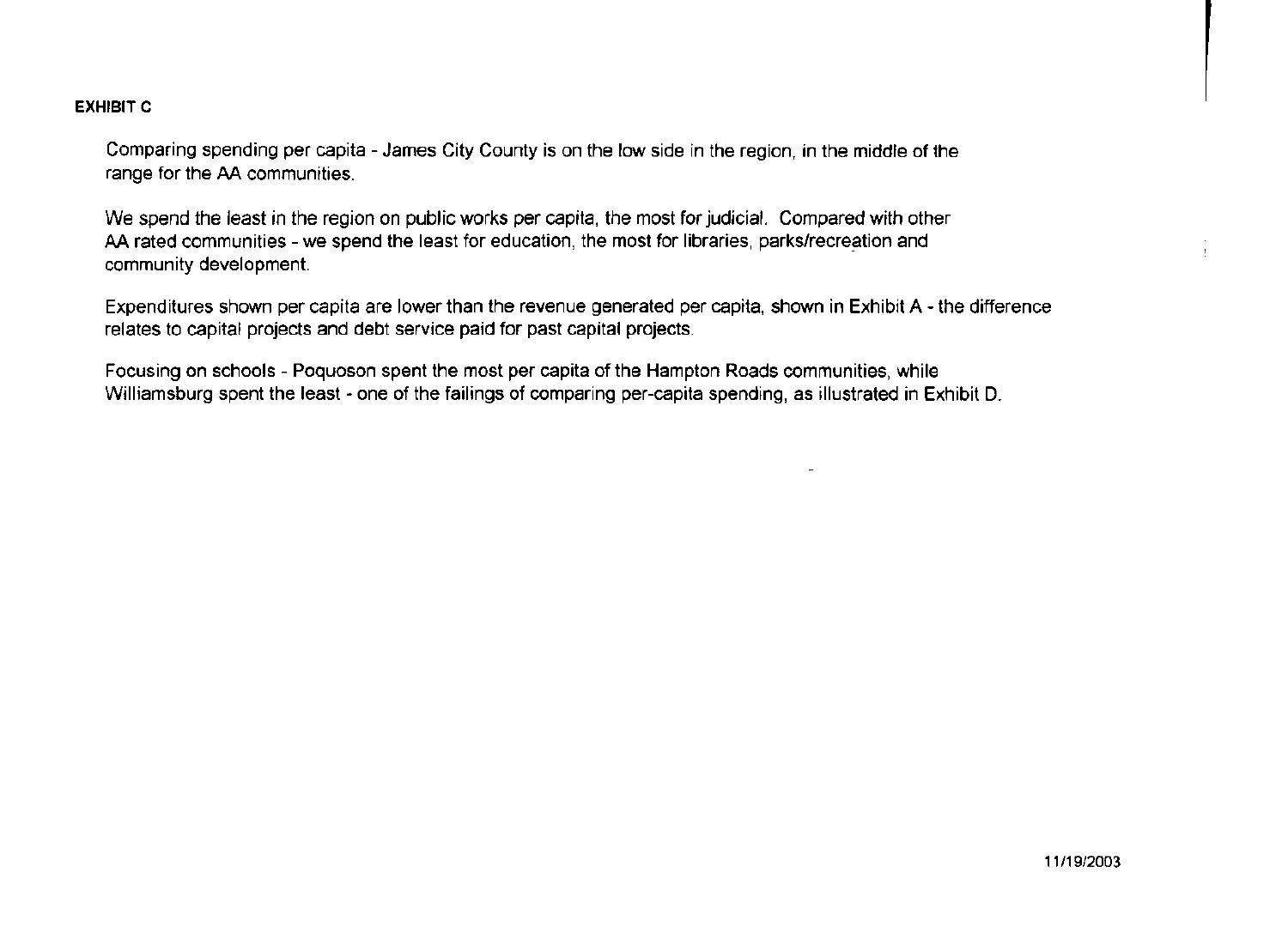**EXHIBIT C**

Comparing spending per capita - James City County is on the low side in the region, in the middle of the range for the AA communities.

We spend the least in the region on public works per capita, the most for judicial. Compared with other AA rated communities - we spend the least for education, the most for libraries, parks/recreation and community development.

Expenditures shown per capita are lower than the revenue generated per capita, shown in Exhibit A - the difference relates to capital projects and debt service paid for past capital projects.

Focusing on schools - Poquoson spent the most per capita of the Hampton Roads communities, while Williamsburg spent the least - one of the failings of comparing per-capita spending, as illustrated in Exhibit D.

11/19/2003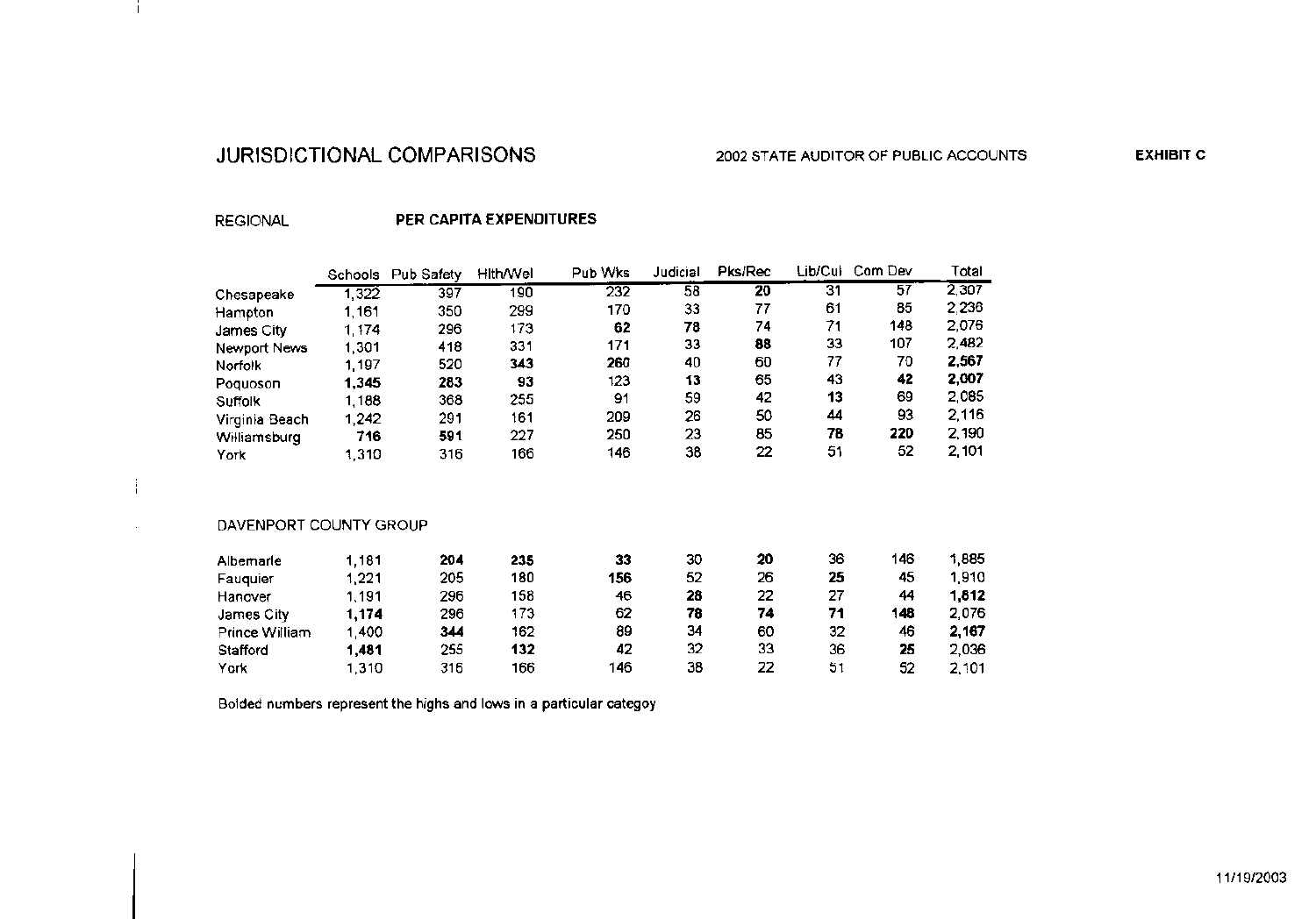# JURISDICTIONAL COMPARISONS

2002 STATE AUDITOR OF PUBLIC ACCOUNTS

**EXHIBIT C**

REGIONAL **PER CAPITA EXPENDITURES**

| | Schools | Pub Safety | Hlth/Wel | Pub Wks | Judicial | Pks/Rec | Lib/Cul | Com Dev | Total |
|---|---|---|---|---|---|---|---|---|---|
| Chesapeake | 1,322 | 397 | 190 | 232 | 58 | **20** | 31 | 57 | 2,307 |
| Hampton | 1,161 | 350 | 299 | 170 | 33 | 77 | 61 | 85 | 2,236 |
| James City | 1,174 | 296 | 173 | **62** | **78** | 74 | 71 | 148 | 2,076 |
| Newport News | 1,301 | 418 | 331 | 171 | 33 | **88** | 33 | 107 | 2,482 |
| Norfolk | 1,197 | 520 | **343** | **260** | 40 | 60 | 77 | 70 | **2,567** |
| Poquoson | **1,345** | **283** | **93** | 123 | **13** | 65 | 43 | **42** | **2,007** |
| Suffolk | 1,188 | 368 | 255 | 91 | 59 | 42 | **13** | 69 | 2,085 |
| Virginia Beach | 1,242 | 291 | 161 | 209 | 26 | 50 | 44 | 93 | 2,116 |
| Williamsburg | **716** | **591** | 227 | 250 | 23 | 85 | **78** | **220** | 2,190 |
| York | 1,310 | 316 | 166 | 146 | 38 | 22 | 51 | 52 | 2,101 |

DAVENPORT COUNTY GROUP

| | Schools | Pub Safety | Hlth/Wel | Pub Wks | Judicial | Pks/Rec | Lib/Cul | Com Dev | Total |
|---|---|---|---|---|---|---|---|---|---|
| Albemarle | 1,181 | **204** | **235** | **33** | 30 | **20** | 36 | 146 | 1,885 |
| Fauquier | 1,221 | 205 | 180 | **156** | 52 | 26 | **25** | 45 | 1,910 |
| Hanover | 1,191 | 296 | 158 | 46 | **28** | 22 | 27 | 44 | **1,812** |
| James City | **1,174** | 296 | 173 | 62 | **78** | **74** | **71** | **148** | 2,076 |
| Prince William | 1,400 | **344** | 162 | 89 | 34 | 60 | 32 | 46 | **2,167** |
| Stafford | **1,481** | 255 | **132** | 42 | 32 | 33 | 36 | **25** | 2,036 |
| York | 1,310 | 316 | 166 | 146 | 38 | 22 | 51 | 52 | 2,101 |

Bolded numbers represent the highs and lows in a particular categoy

11/19/2003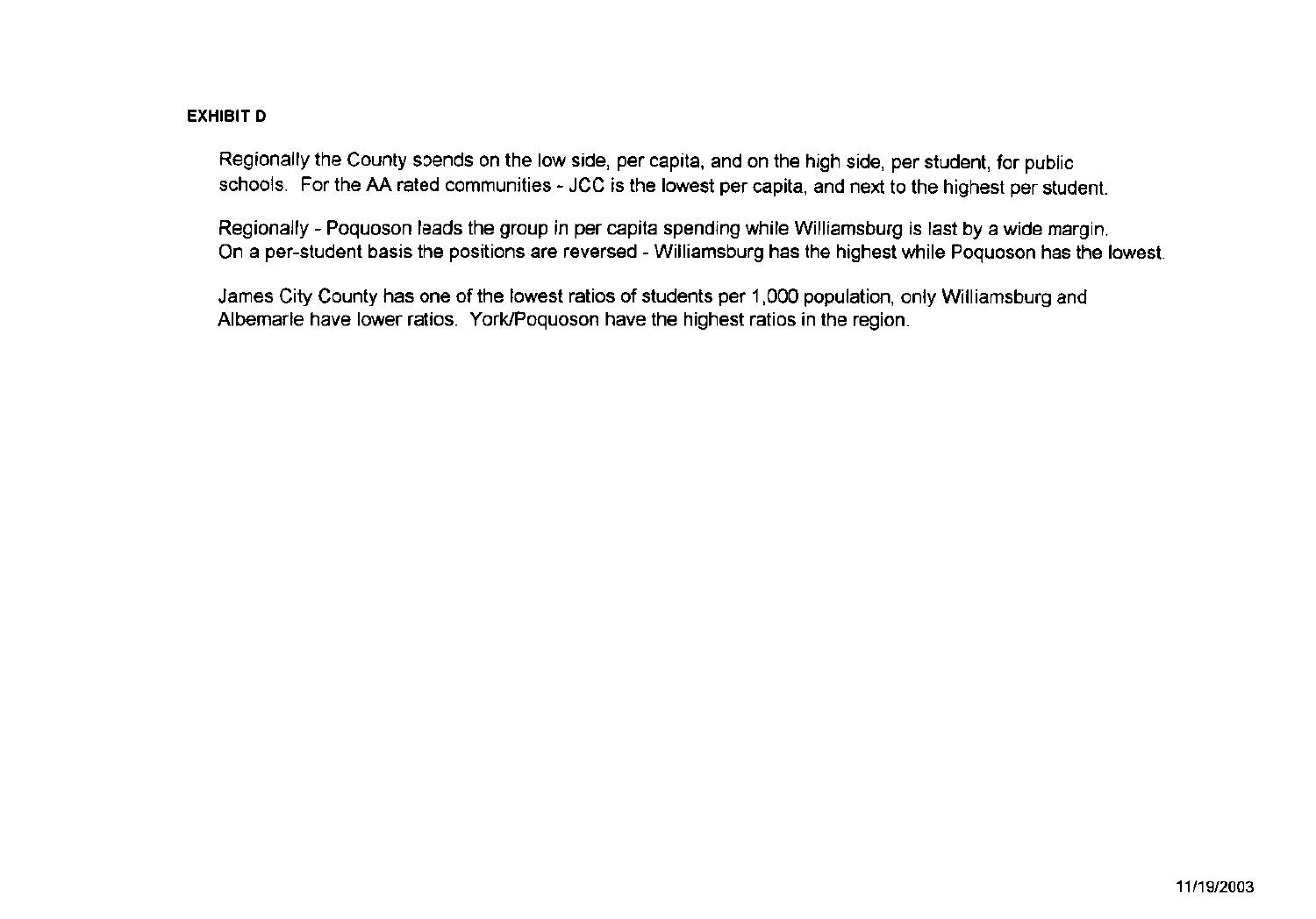**EXHIBIT D**

Regionally the County spends on the low side, per capita, and on the high side, per student, for public schools. For the AA rated communities - JCC is the lowest per capita, and next to the highest per student.

Regionally - Poquoson leads the group in per capita spending while Williamsburg is last by a wide margin. On a per-student basis the positions are reversed - Williamsburg has the highest while Poquoson has the lowest.

James City County has one of the lowest ratios of students per 1,000 population, only Williamsburg and Albemarle have lower ratios. York/Poquoson have the highest ratios in the region.

11/19/2003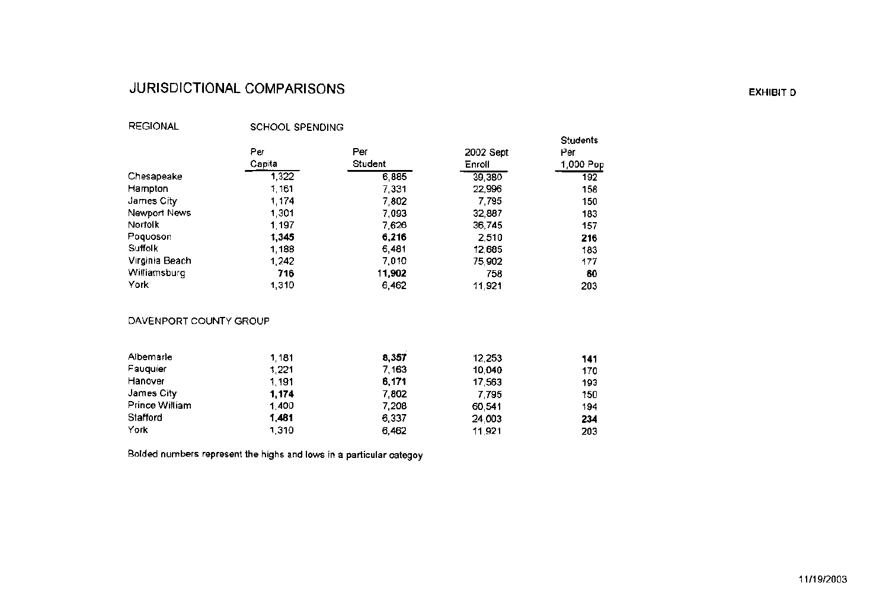# JURISDICTIONAL COMPARISONS

EXHIBIT D

## REGIONAL

| | SCHOOL SPENDING | | | |
|---|---|---|---|---|
| | Per Capita | Per Student | 2002 Sept Enroll | Students Per 1,000 Pop |
| Chesapeake | 1,322 | 6,885 | 39,380 | 192 |
| Hampton | 1,161 | 7,331 | 22,996 | 158 |
| James City | 1,174 | 7,802 | 7,795 | 150 |
| Newport News | 1,301 | 7,093 | 32,887 | 183 |
| Norfolk | 1,197 | 7,626 | 36,745 | 157 |
| Poquoson | **1,345** | **6,216** | 2,510 | **216** |
| Suffolk | 1,188 | 6,481 | 12,685 | 183 |
| Virginia Beach | 1,242 | 7,010 | 75,902 | 177 |
| Williamsburg | **716** | **11,902** | 758 | **80** |
| York | 1,310 | 6,462 | 11,921 | 203 |

## DAVENPORT COUNTY GROUP

| | Per Capita | Per Student | 2002 Sept Enroll | Students Per 1,000 Pop |
|---|---|---|---|---|
| Albemarle | 1,181 | **8,357** | 12,253 | **141** |
| Fauquier | 1,221 | 7,163 | 10,040 | 170 |
| Hanover | 1,191 | **6,171** | 17,563 | 193 |
| James City | **1,174** | 7,802 | 7,795 | 150 |
| Prince William | 1,400 | 7,208 | 60,541 | 194 |
| Stafford | **1,481** | 6,337 | 24,003 | **234** |
| York | 1,310 | 6,462 | 11,921 | 203 |

Bolded numbers represent the highs and lows in a particular categoy

11/19/2003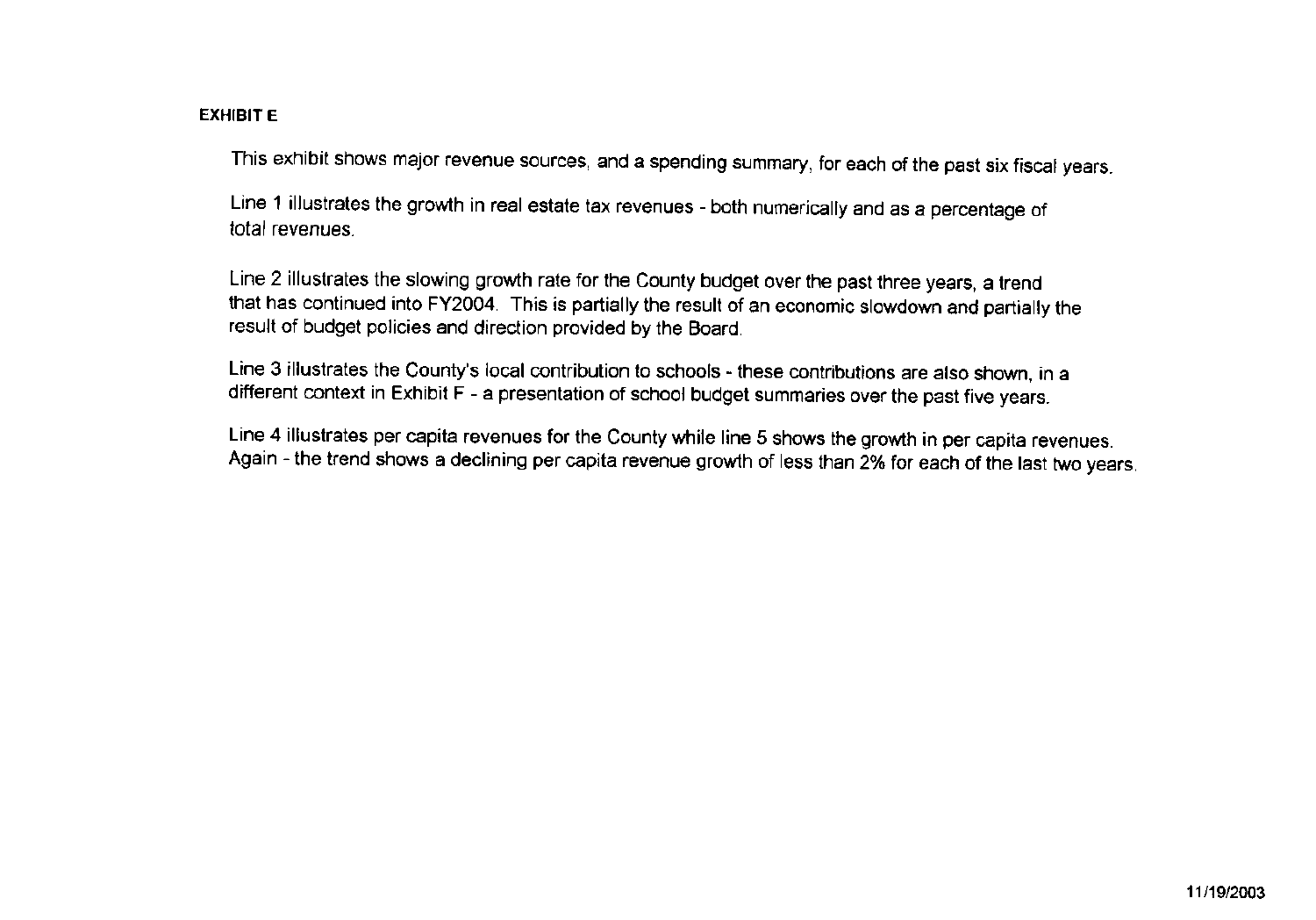**EXHIBIT E**

This exhibit shows major revenue sources, and a spending summary, for each of the past six fiscal years.

Line 1 illustrates the growth in real estate tax revenues - both numerically and as a percentage of total revenues.

Line 2 illustrates the slowing growth rate for the County budget over the past three years, a trend that has continued into FY2004. This is partially the result of an economic slowdown and partially the result of budget policies and direction provided by the Board.

Line 3 illustrates the County's local contribution to schools - these contributions are also shown, in a different context in Exhibit F - a presentation of school budget summaries over the past five years.

Line 4 illustrates per capita revenues for the County while line 5 shows the growth in per capita revenues. Again - the trend shows a declining per capita revenue growth of less than 2% for each of the last two years.

11/19/2003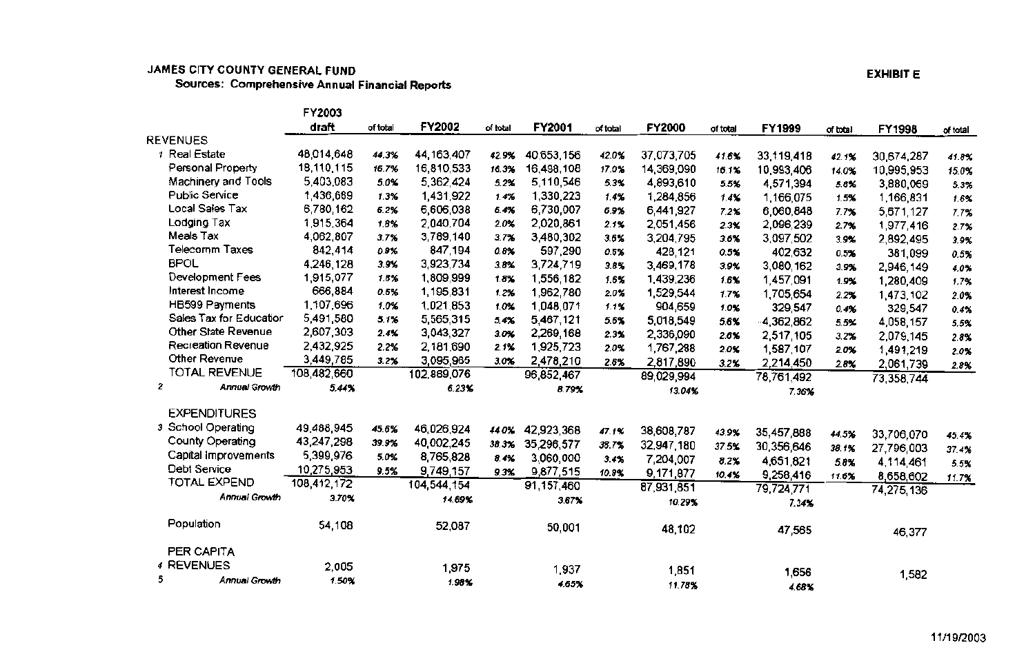**JAMES CITY COUNTY GENERAL FUND**

**Sources: Comprehensive Annual Financial Reports**

**EXHIBIT E**

| | | FY2003 draft | of total | FY2002 | of total | FY2001 | of total | FY2000 | of total | FY1999 | of total | FY1998 | of total |
|---|---|---|---|---|---|---|---|---|---|---|---|---|---|
| | REVENUES | | | | | | | | | | | | |
| 1 | Real Estate | 48,014,648 | 44.3% | 44,163,407 | 42.9% | 40,653,156 | 42.0% | 37,073,705 | 41.6% | 33,119,418 | 42.1% | 30,674,287 | 41.8% |
| | Personal Property | 18,110,115 | 16.7% | 16,810,533 | 16.3% | 16,498,108 | 17.0% | 14,369,090 | 16.1% | 10,993,406 | 14.0% | 10,995,953 | 15.0% |
| | Machinery and Tools | 5,403,083 | 5.0% | 5,362,424 | 5.2% | 5,110,546 | 5.3% | 4,893,610 | 5.5% | 4,571,394 | 5.8% | 3,880,069 | 5.3% |
| | Public Service | 1,436,689 | 1.3% | 1,431,922 | 1.4% | 1,330,223 | 1.4% | 1,284,856 | 1.4% | 1,166,075 | 1.5% | 1,166,831 | 1.6% |
| | Local Sales Tax | 6,780,162 | 6.2% | 6,606,038 | 6.4% | 6,730,007 | 6.9% | 6,441,927 | 7.2% | 6,060,848 | 7.7% | 5,671,127 | 7.7% |
| | Lodging Tax | 1,915,364 | 1.8% | 2,040,704 | 2.0% | 2,020,861 | 2.1% | 2,051,456 | 2.3% | 2,096,239 | 2.7% | 1,977,416 | 2.7% |
| | Meals Tax | 4,062,807 | 3.7% | 3,789,140 | 3.7% | 3,480,302 | 3.6% | 3,204,795 | 3.6% | 3,097,502 | 3.9% | 2,892,495 | 3.9% |
| | Telecomm Taxes | 842,414 | 0.8% | 847,194 | 0.8% | 597,290 | 0.6% | 428,121 | 0.5% | 402,632 | 0.5% | 381,099 | 0.5% |
| | BPOL | 4,246,128 | 3.9% | 3,923,734 | 3.8% | 3,724,719 | 3.8% | 3,469,178 | 3.9% | 3,080,162 | 3.9% | 2,946,149 | 4.0% |
| | Development Fees | 1,915,077 | 1.8% | 1,809,999 | 1.8% | 1,556,182 | 1.6% | 1,439,236 | 1.6% | 1,457,091 | 1.9% | 1,280,409 | 1.7% |
| | Interest Income | 666,884 | 0.6% | 1,195,831 | 1.2% | 1,962,780 | 2.0% | 1,529,544 | 1.7% | 1,705,654 | 2.2% | 1,473,102 | 2.0% |
| | HB599 Payments | 1,107,696 | 1.0% | 1,021,853 | 1.0% | 1,048,071 | 1.1% | 904,659 | 1.0% | 329,547 | 0.4% | 329,547 | 0.4% |
| | Sales Tax for Educatior | 5,491,580 | 5.1% | 5,565,315 | 5.4% | 5,467,121 | 5.6% | 5,018,549 | 5.6% | 4,362,862 | 5.5% | 4,058,157 | 5.5% |
| | Other State Revenue | 2,607,303 | 2.4% | 3,043,327 | 3.0% | 2,269,168 | 2.3% | 2,336,090 | 2.6% | 2,517,105 | 3.2% | 2,079,145 | 2.8% |
| | Recreation Revenue | 2,432,925 | 2.2% | 2,181,690 | 2.1% | 1,925,723 | 2.0% | 1,767,288 | 2.0% | 1,587,107 | 2.0% | 1,491,219 | 2.0% |
| | Other Revenue | 3,449,785 | 3.2% | 3,095,965 | 3.0% | 2,478,210 | 2.6% | 2,817,890 | 3.2% | 2,214,450 | 2.8% | 2,061,739 | 2.8% |
| | TOTAL REVENUE | 108,482,660 | | 102,889,076 | | 96,852,467 | | 89,029,994 | | 78,761,492 | | 73,358,744 | |
| 2 | *Annual Growth* | *5.44%* | | *6.23%* | | *8.79%* | | *13.04%* | | *7.36%* | | | |
| | EXPENDITURES | | | | | | | | | | | | |
| 3 | School Operating | 49,488,945 | 45.6% | 46,026,924 | 44.0% | 42,923,368 | 47.1% | 38,608,787 | 43.9% | 35,457,888 | 44.5% | 33,706,070 | 45.4% |
| | County Operating | 43,247,298 | 39.9% | 40,002,245 | 38.3% | 35,296,577 | 38.7% | 32,947,180 | 37.5% | 30,356,646 | 38.1% | 27,796,003 | 37.4% |
| | Capital Improvements | 5,399,976 | 5.0% | 8,765,828 | 8.4% | 3,060,000 | 3.4% | 7,204,007 | 8.2% | 4,651,821 | 5.8% | 4,114,461 | 5.5% |
| | Debt Service | 10,275,953 | 9.5% | 9,749,157 | 9.3% | 9,877,515 | 10.8% | 9,171,877 | 10.4% | 9,258,416 | 11.6% | 8,658,602 | 11.7% |
| | TOTAL EXPEND | 108,412,172 | | 104,544,154 | | 91,157,460 | | 87,931,851 | | 79,724,771 | | 74,275,136 | |
| | *Annual Growth* | *3.70%* | | *14.69%* | | *3.67%* | | *10.29%* | | *7.34%* | | | |
| | Population | 54,108 | | 52,087 | | 50,001 | | 48,102 | | 47,565 | | 46,377 | |
| | PER CAPITA | | | | | | | | | | | | |
| 4 | REVENUES | 2,005 | | 1,975 | | 1,937 | | 1,851 | | 1,656 | | 1,582 | |
| 5 | *Annual Growth* | *1.50%* | | *1.98%* | | *4.65%* | | *11.78%* | | *4.68%* | | | |

11/19/2003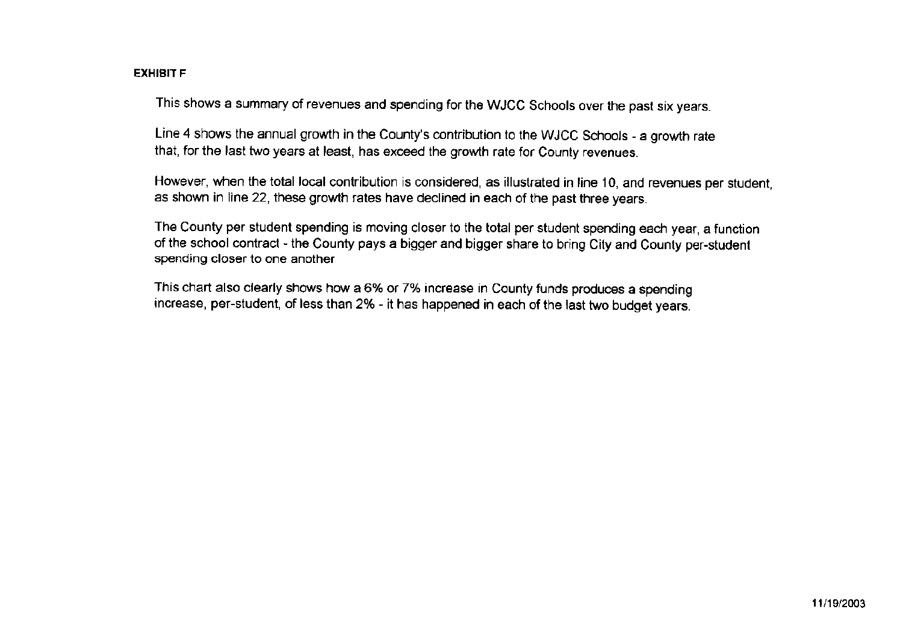**EXHIBIT F**

This shows a summary of revenues and spending for the WJCC Schools over the past six years.

Line 4 shows the annual growth in the County's contribution to the WJCC Schools - a growth rate that, for the last two years at least, has exceed the growth rate for County revenues.

However, when the total local contribution is considered, as illustrated in line 10, and revenues per student, as shown in line 22, these growth rates have declined in each of the past three years.

The County per student spending is moving closer to the total per student spending each year, a function of the school contract - the County pays a bigger and bigger share to bring City and County per-student spending closer to one another

This chart also clearly shows how a 6% or 7% increase in County funds produces a spending increase, per-student, of less than 2% - it has happened in each of the last two budget years.

11/19/2003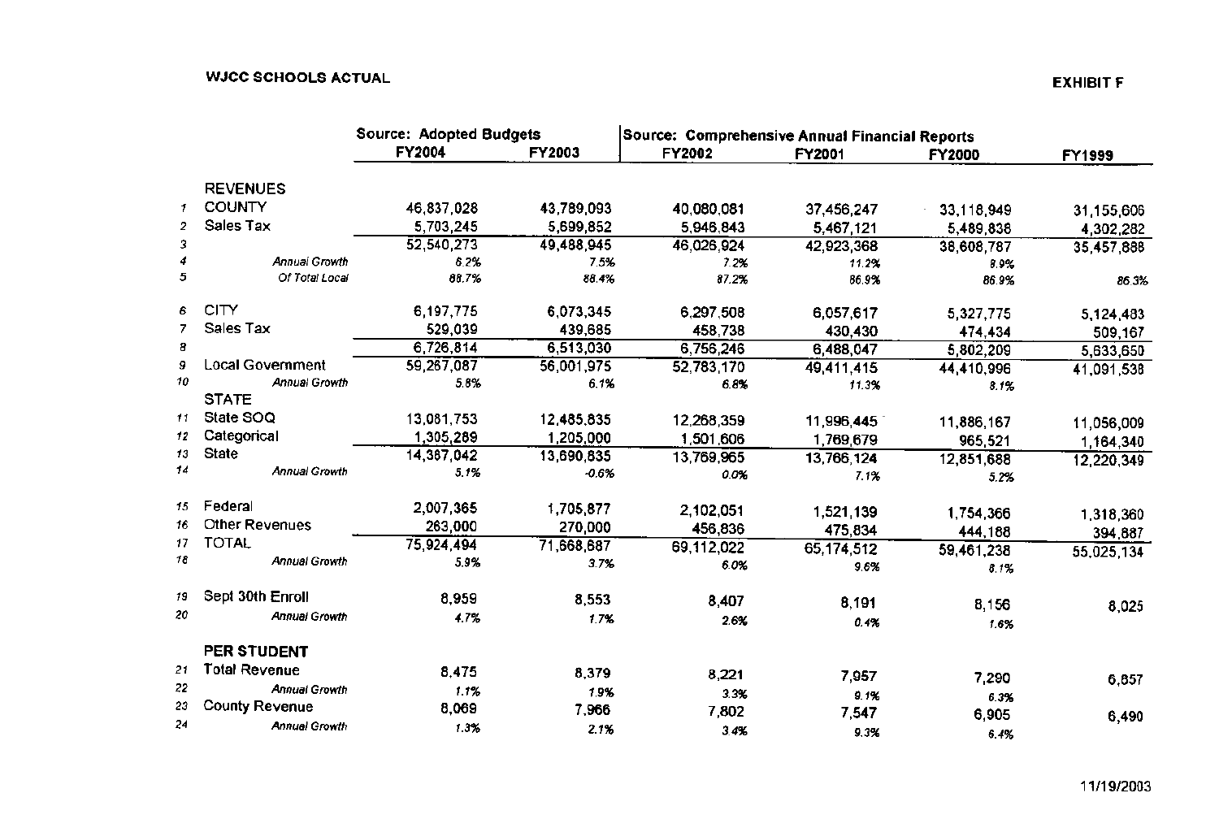**WJCC SCHOOLS ACTUAL**

**EXHIBIT F**

| | | Source: Adopted Budgets | | Source: Comprehensive Annual Financial Reports | | | |
|---|---|---|---|---|---|---|---|
| | | FY2004 | FY2003 | FY2002 | FY2001 | FY2000 | FY1999 |
| | **REVENUES** | | | | | | |
| 1 | COUNTY | 46,837,028 | 43,789,093 | 40,080,081 | 37,456,247 | 33,118,949 | 31,155,606 |
| 2 | Sales Tax | 5,703,245 | 5,699,852 | 5,946,843 | 5,467,121 | 5,489,838 | 4,302,282 |
| 3 | | 52,540,273 | 49,488,945 | 46,026,924 | 42,923,368 | 38,608,787 | 35,457,888 |
| 4 | *Annual Growth* | *6.2%* | *7.5%* | *7.2%* | *11.2%* | *8.9%* | |
| 5 | *Of Total Local* | *88.7%* | *88.4%* | *87.2%* | *86.9%* | *86.9%* | *86.3%* |
| 6 | CITY | 6,197,775 | 6,073,345 | 6,297,508 | 6,057,617 | 5,327,775 | 5,124,483 |
| 7 | Sales Tax | 529,039 | 439,685 | 458,738 | 430,430 | 474,434 | 509,167 |
| 8 | | 6,726,814 | 6,513,030 | 6,756,246 | 6,488,047 | 5,802,209 | 5,633,650 |
| 9 | Local Government | 59,267,087 | 56,001,975 | 52,783,170 | 49,411,415 | 44,410,996 | 41,091,538 |
| 10 | *Annual Growth* | *5.8%* | *6.1%* | *6.8%* | *11.3%* | *8.1%* | |
| | STATE | | | | | | |
| 11 | State SOQ | 13,081,753 | 12,485,835 | 12,268,359 | 11,996,445 | 11,886,167 | 11,056,009 |
| 12 | Categorical | 1,305,289 | 1,205,000 | 1,501,606 | 1,769,679 | 965,521 | 1,164,340 |
| 13 | State | 14,387,042 | 13,690,835 | 13,769,965 | 13,766,124 | 12,851,688 | 12,220,349 |
| 14 | *Annual Growth* | *5.1%* | *-0.6%* | *0.0%* | *7.1%* | *5.2%* | |
| 15 | Federal | 2,007,365 | 1,705,877 | 2,102,051 | 1,521,139 | 1,754,366 | 1,318,360 |
| 16 | Other Revenues | 263,000 | 270,000 | 456,836 | 475,834 | 444,188 | 394,887 |
| 17 | TOTAL | 75,924,494 | 71,668,687 | 69,112,022 | 65,174,512 | 59,461,238 | 55,025,134 |
| 18 | *Annual Growth* | *5.9%* | *3.7%* | *6.0%* | *9.6%* | *8.1%* | |
| 19 | Sept 30th Enroll | 8,959 | 8,553 | 8,407 | 8,191 | 8,156 | 8,025 |
| 20 | *Annual Growth* | *4.7%* | *1.7%* | *2.6%* | *0.4%* | *1.6%* | |
| | **PER STUDENT** | | | | | | |
| 21 | Total Revenue | 8,475 | 8,379 | 8,221 | 7,957 | 7,290 | 6,857 |
| 22 | *Annual Growth* | *1.1%* | *1.9%* | *3.3%* | *9.1%* | *6.3%* | |
| 23 | County Revenue | 8,069 | 7,966 | 7,802 | 7,547 | 6,905 | 6,490 |
| 24 | *Annual Growth* | *1.3%* | *2.1%* | *3.4%* | *9.3%* | *6.4%* | |

11/19/2003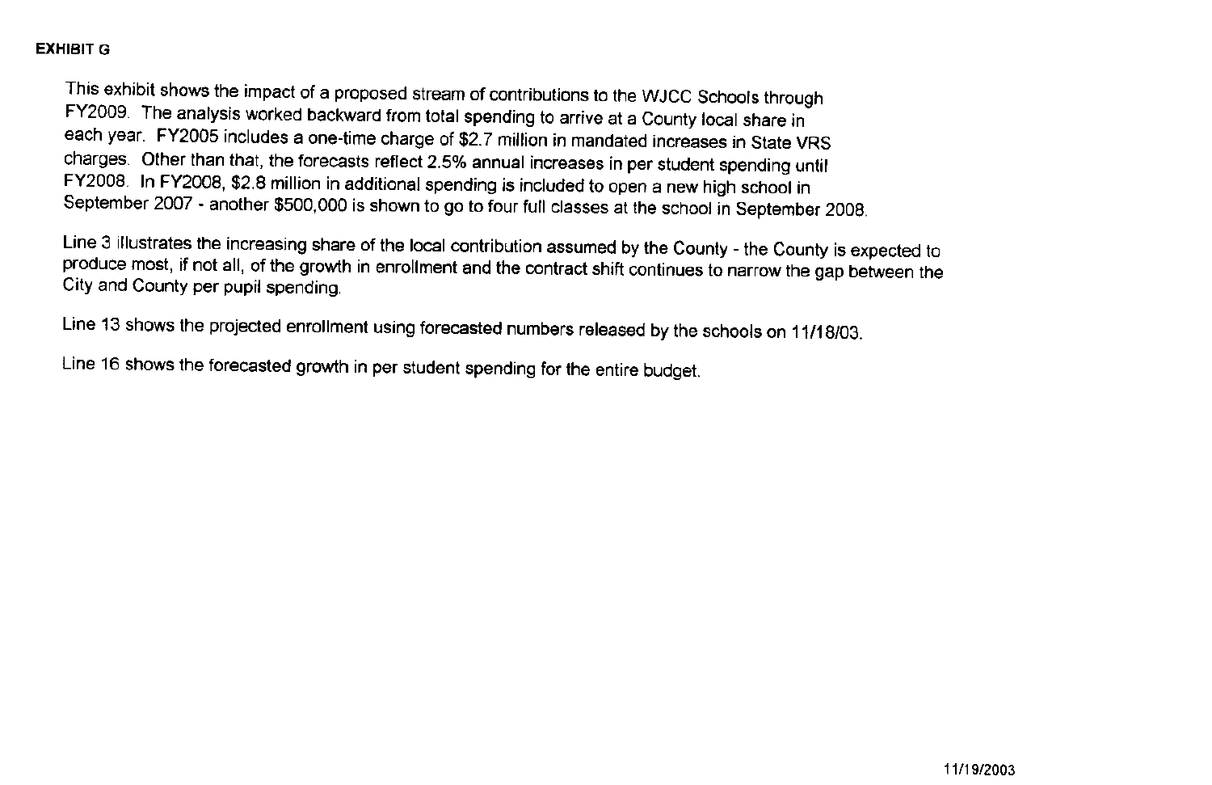**EXHIBIT G**

This exhibit shows the impact of a proposed stream of contributions to the WJCC Schools through FY2009. The analysis worked backward from total spending to arrive at a County local share in each year. FY2005 includes a one-time charge of $2.7 million in mandated increases in State VRS charges. Other than that, the forecasts reflect 2.5% annual increases in per student spending until FY2008. In FY2008, $2.8 million in additional spending is included to open a new high school in September 2007 - another $500,000 is shown to go to four full classes at the school in September 2008.

Line 3 illustrates the increasing share of the local contribution assumed by the County - the County is expected to produce most, if not all, of the growth in enrollment and the contract shift continues to narrow the gap between the City and County per pupil spending.

Line 13 shows the projected enrollment using forecasted numbers released by the schools on 11/18/03.

Line 16 shows the forecasted growth in per student spending for the entire budget.

11/19/2003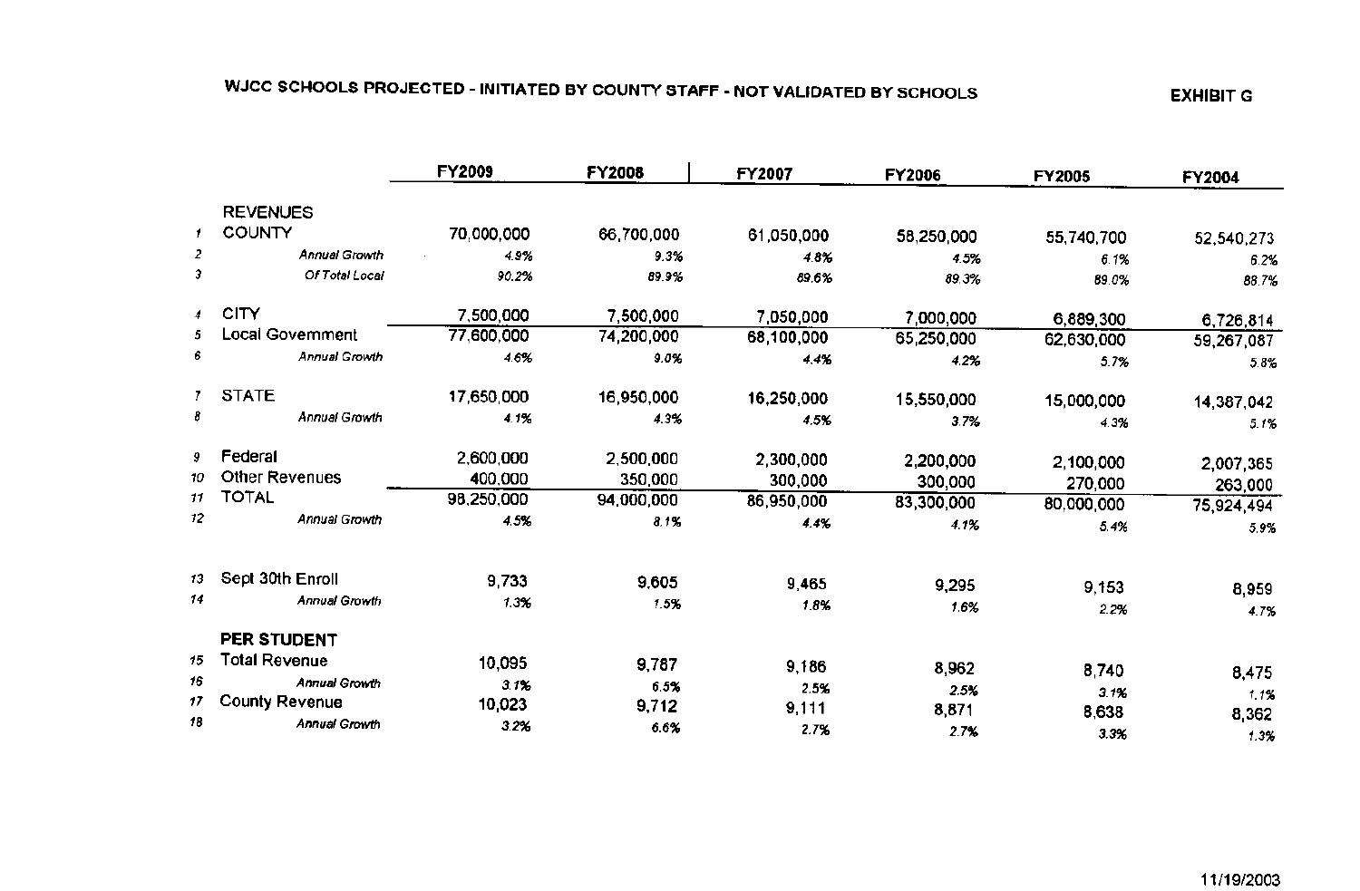## WJCC SCHOOLS PROJECTED - INITIATED BY COUNTY STAFF - NOT VALIDATED BY SCHOOLS

**EXHIBIT G**

| | | FY2009 | FY2008 | FY2007 | FY2006 | FY2005 | FY2004 |
|---|---|---|---|---|---|---|---|
| | **REVENUES** | | | | | | |
| 1 | COUNTY | 70,000,000 | 66,700,000 | 61,050,000 | 58,250,000 | 55,740,700 | 52,540,273 |
| 2 | *Annual Growth* | *4.9%* | *9.3%* | *4.8%* | *4.5%* | *6.1%* | *6.2%* |
| 3 | *Of Total Local* | *90.2%* | *89.9%* | *89.6%* | *89.3%* | *89.0%* | *88.7%* |
| 4 | CITY | 7,500,000 | 7,500,000 | 7,050,000 | 7,000,000 | 6,889,300 | 6,726,814 |
| 5 | Local Government | 77,600,000 | 74,200,000 | 68,100,000 | 65,250,000 | 62,630,000 | 59,267,087 |
| 6 | *Annual Growth* | *4.6%* | *9.0%* | *4.4%* | *4.2%* | *5.7%* | *5.8%* |
| 7 | STATE | 17,650,000 | 16,950,000 | 16,250,000 | 15,550,000 | 15,000,000 | 14,387,042 |
| 8 | *Annual Growth* | *4.1%* | *4.3%* | *4.5%* | *3.7%* | *4.3%* | *5.1%* |
| 9 | Federal | 2,600,000 | 2,500,000 | 2,300,000 | 2,200,000 | 2,100,000 | 2,007,365 |
| 10 | Other Revenues | 400,000 | 350,000 | 300,000 | 300,000 | 270,000 | 263,000 |
| 11 | TOTAL | 98,250,000 | 94,000,000 | 86,950,000 | 83,300,000 | 80,000,000 | 75,924,494 |
| 12 | *Annual Growth* | *4.5%* | *8.1%* | *4.4%* | *4.1%* | *5.4%* | *5.9%* |
| 13 | Sept 30th Enroll | 9,733 | 9,605 | 9,465 | 9,295 | 9,153 | 8,959 |
| 14 | *Annual Growth* | *1.3%* | *1.5%* | *1.8%* | *1.6%* | *2.2%* | *4.7%* |
| | **PER STUDENT** | | | | | | |
| 15 | Total Revenue | 10,095 | 9,787 | 9,186 | 8,962 | 8,740 | 8,475 |
| 16 | *Annual Growth* | *3.1%* | *6.5%* | *2.5%* | *2.5%* | *3.1%* | *1.1%* |
| 17 | County Revenue | 10,023 | 9,712 | 9,111 | 8,871 | 8,638 | 8,362 |
| 18 | *Annual Growth* | *3.2%* | *6.6%* | *2.7%* | *2.7%* | *3.3%* | *1.3%* |

11/19/2003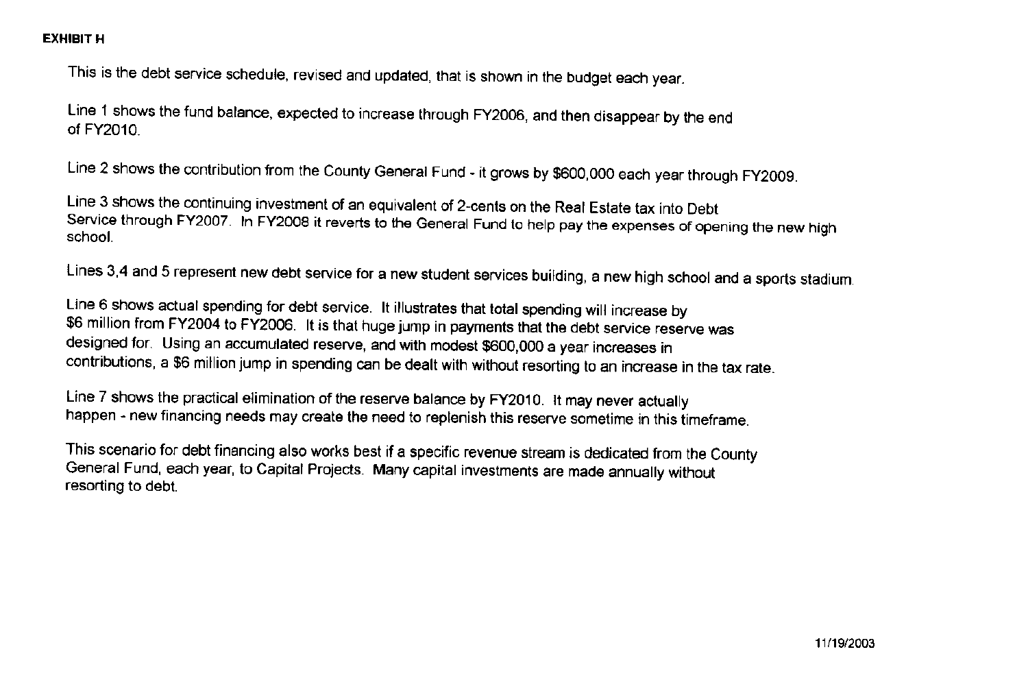**EXHIBIT H**

This is the debt service schedule, revised and updated, that is shown in the budget each year.

Line 1 shows the fund balance, expected to increase through FY2006, and then disappear by the end of FY2010.

Line 2 shows the contribution from the County General Fund - it grows by $600,000 each year through FY2009.

Line 3 shows the continuing investment of an equivalent of 2-cents on the Real Estate tax into Debt Service through FY2007. In FY2008 it reverts to the General Fund to help pay the expenses of opening the new high school.

Lines 3,4 and 5 represent new debt service for a new student services building, a new high school and a sports stadium.

Line 6 shows actual spending for debt service. It illustrates that total spending will increase by $6 million from FY2004 to FY2006. It is that huge jump in payments that the debt service reserve was designed for. Using an accumulated reserve, and with modest $600,000 a year increases in contributions, a $6 million jump in spending can be dealt with without resorting to an increase in the tax rate.

Line 7 shows the practical elimination of the reserve balance by FY2010. It may never actually happen - new financing needs may create the need to replenish this reserve sometime in this timeframe.

This scenario for debt financing also works best if a specific revenue stream is dedicated from the County General Fund, each year, to Capital Projects. Many capital investments are made annually without resorting to debt.

11/19/2003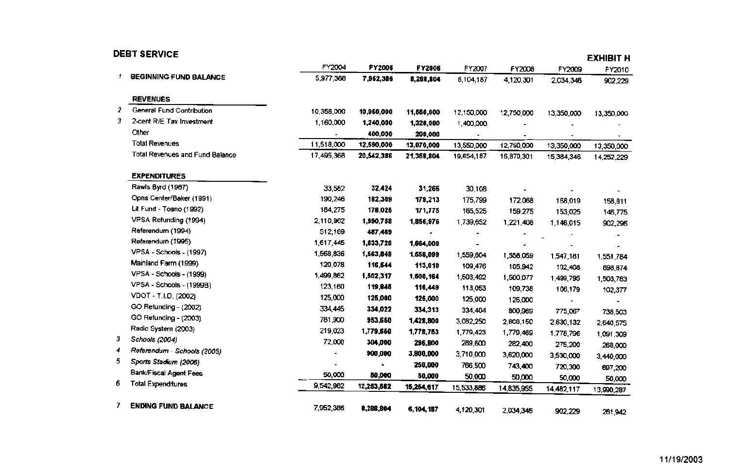## DEBT SERVICE

**EXHIBIT H**

| | | FY2004 | FY2005 | FY2006 | FY2007 | FY2008 | FY2009 | FY2010 |
|---|---|---|---|---|---|---|---|---|
| 1 | **BEGINNING FUND BALANCE** | 5,977,368 | **7,952,386** | **8,288,804** | 6,104,187 | 4,120,301 | 2,034,346 | 902,229 |
| | **REVENUES** | | | | | | | |
| 2 | General Fund Contribution | 10,358,000 | **10,950,000** | **11,550,000** | 12,150,000 | 12,750,000 | 13,350,000 | 13,350,000 |
| 3 | 2-cent R/E Tax Investment | 1,160,000 | **1,240,000** | **1,320,000** | 1,400,000 | - | - | - |
| | Other | - | **400,000** | **200,000** | - | - | - | - |
| | Total Revenues | 11,518,000 | **12,590,000** | **13,070,000** | 13,550,000 | 12,750,000 | 13,350,000 | 13,350,000 |
| | Total Revenues and Fund Balance | 17,495,368 | **20,542,386** | **21,358,804** | 19,654,187 | 16,870,301 | 15,384,346 | 14,252,229 |
| | **EXPENDITURES** | | | | | | | |
| | Rawls Byrd (1987) | 33,582 | **32,424** | **31,266** | 30,108 | - | - | - |
| | Opns Center/Baker (1991) | 190,246 | **192,309** | **179,213** | 175,799 | 172,068 | 168,019 | 158,811 |
| | Lit Fund - Toano (1992) | 184,275 | **178,025** | **171,775** | 165,525 | 159,275 | 153,025 | 146,775 |
| | VPSA Refunding (1994) | 2,110,962 | **1,990,758** | **1,856,976** | 1,739,652 | 1,221,408 | 1,146,015 | 902,296 |
| | Referendum (1994) | 512,169 | **487,469** | - | - | - | - | - |
| | Referendum (1995) | 1,617,445 | **1,633,720** | **1,664,000** | - | - | - | - |
| | VPSA - Schools - (1997) | 1,568,836 | **1,563,849** | **1,556,099** | 1,559,604 | 1,556,059 | 1,547,181 | 1,551,784 |
| | Mainland Farm (1999) | 120,078 | **116,544** | **113,010** | 109,476 | 105,942 | 102,408 | 698,874 |
| | VPSA - Schools - (1999) | 1,499,862 | **1,502,317** | **1,500,164** | 1,503,492 | 1,500,077 | 1,499,795 | 1,503,783 |
| | VPSA - Schools - (1999B) | 123,160 | **119,846** | **116,449** | 113,053 | 109,738 | 106,179 | 102,377 |
| | VDOT - T.I.D. (2002) | 125,000 | **125,000** | **125,000** | 125,000 | 125,000 | - | - |
| | GO Refunding - (2002) | 334,445 | **334,022** | **334,313** | 334,404 | 800,969 | 775,067 | 738,503 |
| | GO Refunding - (2003) | 781,900 | **953,550** | **1,428,800** | 3,082,250 | 2,609,150 | 2,630,132 | 2,640,575 |
| | Radio System (2003) | 219,023 | **1,779,550** | **1,778,753** | 1,779,423 | 1,779,469 | 1,778,796 | 1,091,309 |
| 3 | *Schools (2004)* | 72,000 | **304,000** | **296,800** | 289,600 | 282,400 | 275,200 | 268,000 |
| 4 | *Referendum - Schools (2005)* | - | **900,000** | **3,800,000** | 3,710,000 | 3,620,000 | 3,530,000 | 3,440,000 |
| 5 | *Sports Stadium (2006)* | - | - | **250,000** | 766,500 | 743,400 | 720,300 | 697,200 |
| | Bank/Fiscal Agent Fees | 50,000 | **50,000** | **50,000** | 50,000 | 50,000 | 50,000 | 50,000 |
| 6 | Total Expenditures | 9,542,982 | **12,253,582** | **15,254,617** | 15,533,886 | 14,835,955 | 14,482,117 | 13,990,287 |
| 7 | **ENDING FUND BALANCE** | 7,952,386 | **8,288,804** | **6,104,187** | 4,120,301 | 2,034,346 | 902,229 | 261,942 |

11/19/2003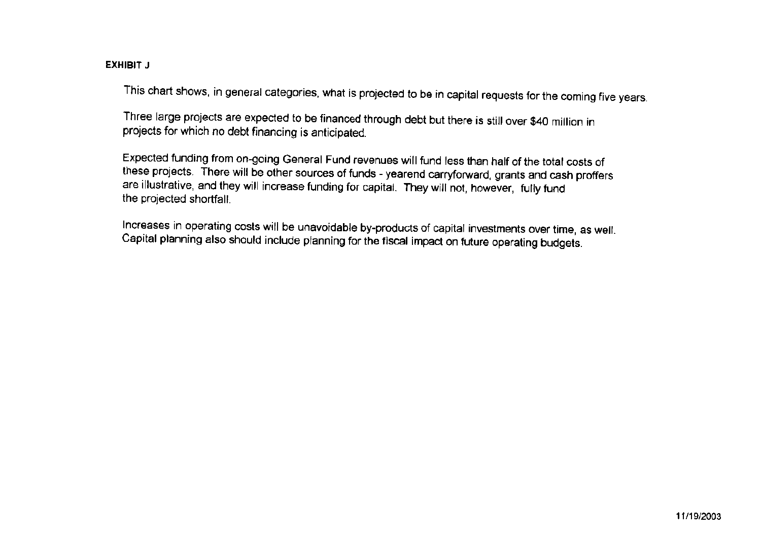**EXHIBIT J**

This chart shows, in general categories, what is projected to be in capital requests for the coming five years.

Three large projects are expected to be financed through debt but there is still over $40 million in projects for which no debt financing is anticipated.

Expected funding from on-going General Fund revenues will fund less than half of the total costs of these projects. There will be other sources of funds - yearend carryforward, grants and cash proffers are illustrative, and they will increase funding for capital. They will not, however, fully fund the projected shortfall.

Increases in operating costs will be unavoidable by-products of capital investments over time, as well. Capital planning also should include planning for the fiscal impact on future operating budgets.

11/19/2003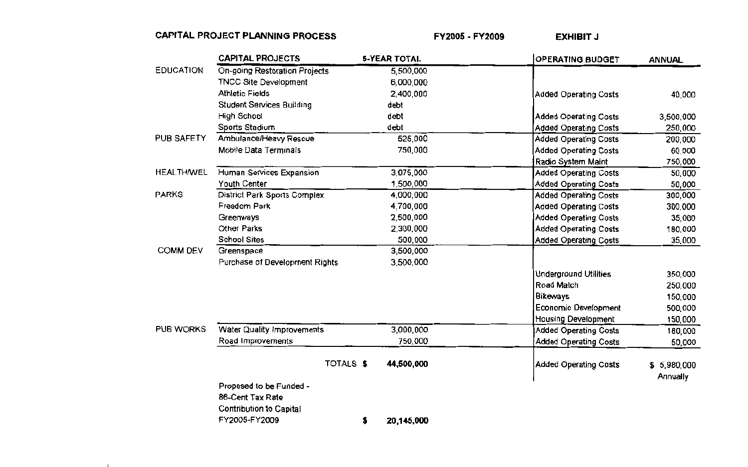**CAPITAL PROJECT PLANNING PROCESS** **FY2005 - FY2009** **EXHIBIT J**

| | CAPITAL PROJECTS | 5-YEAR TOTAL | OPERATING BUDGET | ANNUAL |
|---|---|---|---|---|
| EDUCATION | On-going Restoration Projects | 5,500,000 | | |
| | TNCC Site Development | 6,000,000 | | |
| | Athletic Fields | 2,400,000 | Added Operating Costs | 40,000 |
| | Student Services Building | debt | | |
| | High School | debt | Added Operating Costs | 3,500,000 |
| | Sports Stadium | debt | Added Operating Costs | 250,000 |
| PUB SAFETY | Ambulance/Heavy Rescue | 525,000 | Added Operating Costs | 200,000 |
| | Mobile Data Terminals | 750,000 | Added Operating Costs | 60,000 |
| | | | Radio System Maint | 750,000 |
| HEALTH/WEL | Human Services Expansion | 3,075,000 | Added Operating Costs | 50,000 |
| | Youth Center | 1,500,000 | Added Operating Costs | 50,000 |
| PARKS | District Park Sports Complex | 4,000,000 | Added Operating Costs | 300,000 |
| | Freedom Park | 4,700,000 | Added Operating Costs | 300,000 |
| | Greenways | 2,500,000 | Added Operating Costs | 35,000 |
| | Other Parks | 2,300,000 | Added Operating Costs | 180,000 |
| | School Sites | 500,000 | Added Operating Costs | 35,000 |
| COMM DEV | Greenspace | 3,500,000 | | |
| | Purchase of Development Rights | 3,500,000 | | |
| | | | Underground Utilities | 350,000 |
| | | | Road Match | 250,000 |
| | | | Bikeways | 150,000 |
| | | | Economic Development | 500,000 |
| | | | Housing Development | 150,000 |
| PUB WORKS | Water Quality Improvements | 3,000,000 | Added Operating Costs | 180,000 |
| | Road Improvements | 750,000 | Added Operating Costs | 50,000 |
| | **TOTALS $** | **44,500,000** | Added Operating Costs | $ 5,980,000 Annually |
| | Proposed to be Funded - 86-Cent Tax Rate Contribution to Capital FY2005-FY2009 | **$ 20,145,000** | | |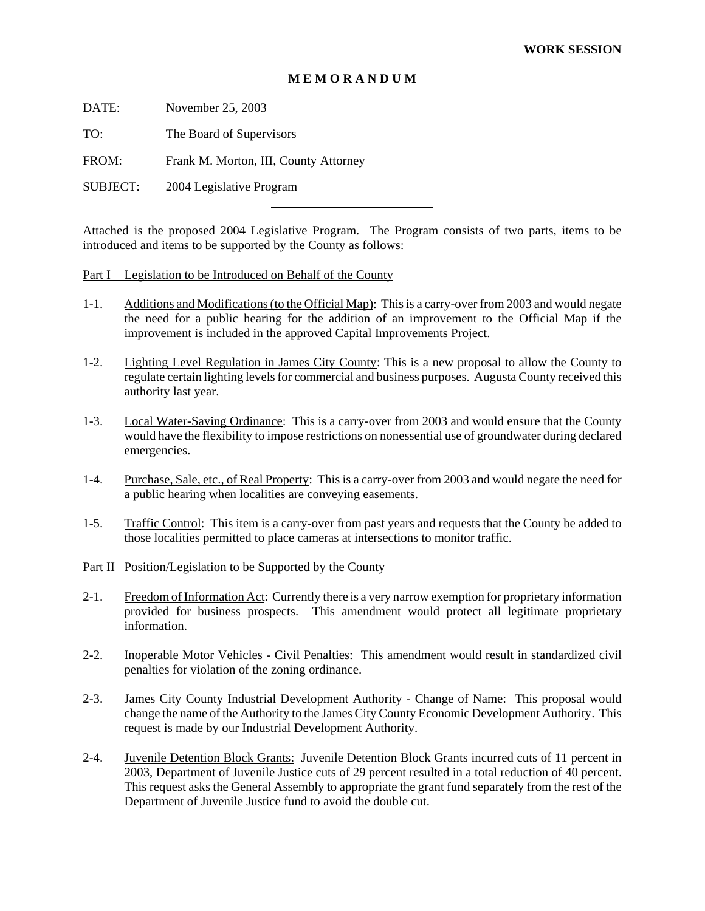**WORK SESSION**

**M E M O R A N D U M**

DATE: November 25, 2003

TO: The Board of Supervisors

FROM: Frank M. Morton, III, County Attorney

SUBJECT: 2004 Legislative Program

---

Attached is the proposed 2004 Legislative Program. The Program consists of two parts, items to be introduced and items to be supported by the County as follows:

<u>Part I Legislation to be Introduced on Behalf of the County</u>

1-1. <u>Additions and Modifications (to the Official Map)</u>: This is a carry-over from 2003 and would negate the need for a public hearing for the addition of an improvement to the Official Map if the improvement is included in the approved Capital Improvements Project.

1-2. <u>Lighting Level Regulation in James City County</u>: This is a new proposal to allow the County to regulate certain lighting levels for commercial and business purposes. Augusta County received this authority last year.

1-3. <u>Local Water-Saving Ordinance</u>: This is a carry-over from 2003 and would ensure that the County would have the flexibility to impose restrictions on nonessential use of groundwater during declared emergencies.

1-4. <u>Purchase, Sale, etc., of Real Property</u>: This is a carry-over from 2003 and would negate the need for a public hearing when localities are conveying easements.

1-5. <u>Traffic Control</u>: This item is a carry-over from past years and requests that the County be added to those localities permitted to place cameras at intersections to monitor traffic.

<u>Part II Position/Legislation to be Supported by the County</u>

2-1. <u>Freedom of Information Act</u>: Currently there is a very narrow exemption for proprietary information provided for business prospects. This amendment would protect all legitimate proprietary information.

2-2. <u>Inoperable Motor Vehicles - Civil Penalties</u>: This amendment would result in standardized civil penalties for violation of the zoning ordinance.

2-3. <u>James City County Industrial Development Authority - Change of Name</u>: This proposal would change the name of the Authority to the James City County Economic Development Authority. This request is made by our Industrial Development Authority.

2-4. <u>Juvenile Detention Block Grants:</u> Juvenile Detention Block Grants incurred cuts of 11 percent in 2003, Department of Juvenile Justice cuts of 29 percent resulted in a total reduction of 40 percent. This request asks the General Assembly to appropriate the grant fund separately from the rest of the Department of Juvenile Justice fund to avoid the double cut.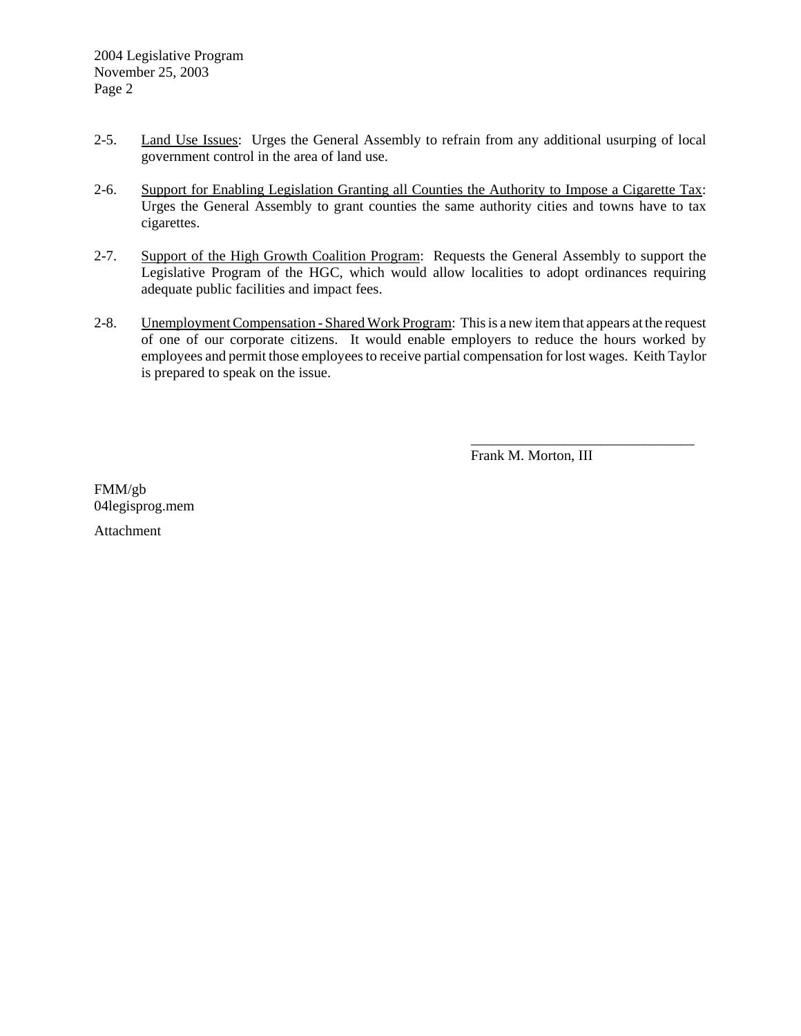2-5. Land Use Issues: Urges the General Assembly to refrain from any additional usurping of local government control in the area of land use.

2-6. Support for Enabling Legislation Granting all Counties the Authority to Impose a Cigarette Tax: Urges the General Assembly to grant counties the same authority cities and towns have to tax cigarettes.

2-7. Support of the High Growth Coalition Program: Requests the General Assembly to support the Legislative Program of the HGC, which would allow localities to adopt ordinances requiring adequate public facilities and impact fees.

2-8. Unemployment Compensation - Shared Work Program: This is a new item that appears at the request of one of our corporate citizens. It would enable employers to reduce the hours worked by employees and permit those employees to receive partial compensation for lost wages. Keith Taylor is prepared to speak on the issue.

\_\_\_\_\_\_\_\_\_\_\_\_\_\_\_\_\_\_\_\_\_\_\_\_\_\_\_\_\_\_\_\_

Frank M. Morton, III

FMM/gb
04legisprog.mem

Attachment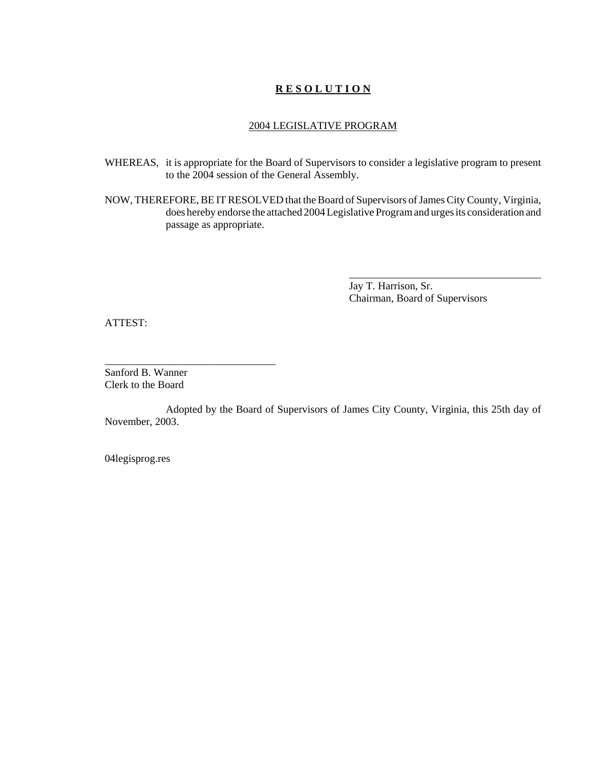# **R E S O L U T I O N**

## 2004 LEGISLATIVE PROGRAM

WHEREAS, it is appropriate for the Board of Supervisors to consider a legislative program to present to the 2004 session of the General Assembly.

NOW, THEREFORE, BE IT RESOLVED that the Board of Supervisors of James City County, Virginia, does hereby endorse the attached 2004 Legislative Program and urges its consideration and passage as appropriate.

_____________________________________
Jay T. Harrison, Sr.
Chairman, Board of Supervisors

ATTEST:

________________________________
Sanford B. Wanner
Clerk to the Board

Adopted by the Board of Supervisors of James City County, Virginia, this 25th day of November, 2003.

04legisprog.res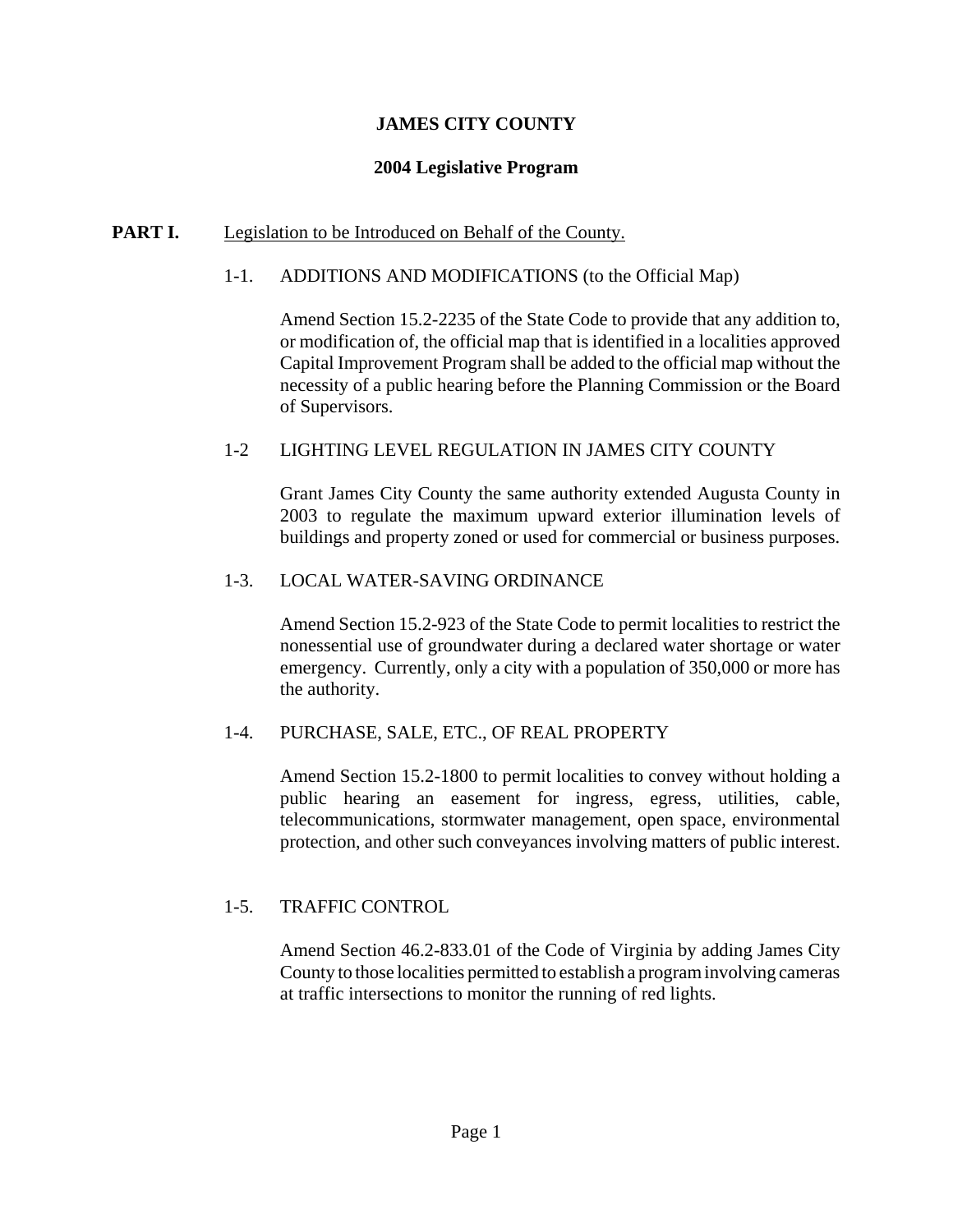**JAMES CITY COUNTY**

**2004 Legislative Program**

**PART I.** Legislation to be Introduced on Behalf of the County.

1-1. ADDITIONS AND MODIFICATIONS (to the Official Map)

Amend Section 15.2-2235 of the State Code to provide that any addition to, or modification of, the official map that is identified in a localities approved Capital Improvement Program shall be added to the official map without the necessity of a public hearing before the Planning Commission or the Board of Supervisors.

1-2 LIGHTING LEVEL REGULATION IN JAMES CITY COUNTY

Grant James City County the same authority extended Augusta County in 2003 to regulate the maximum upward exterior illumination levels of buildings and property zoned or used for commercial or business purposes.

1-3. LOCAL WATER-SAVING ORDINANCE

Amend Section 15.2-923 of the State Code to permit localities to restrict the nonessential use of groundwater during a declared water shortage or water emergency. Currently, only a city with a population of 350,000 or more has the authority.

1-4. PURCHASE, SALE, ETC., OF REAL PROPERTY

Amend Section 15.2-1800 to permit localities to convey without holding a public hearing an easement for ingress, egress, utilities, cable, telecommunications, stormwater management, open space, environmental protection, and other such conveyances involving matters of public interest.

1-5. TRAFFIC CONTROL

Amend Section 46.2-833.01 of the Code of Virginia by adding James City County to those localities permitted to establish a program involving cameras at traffic intersections to monitor the running of red lights.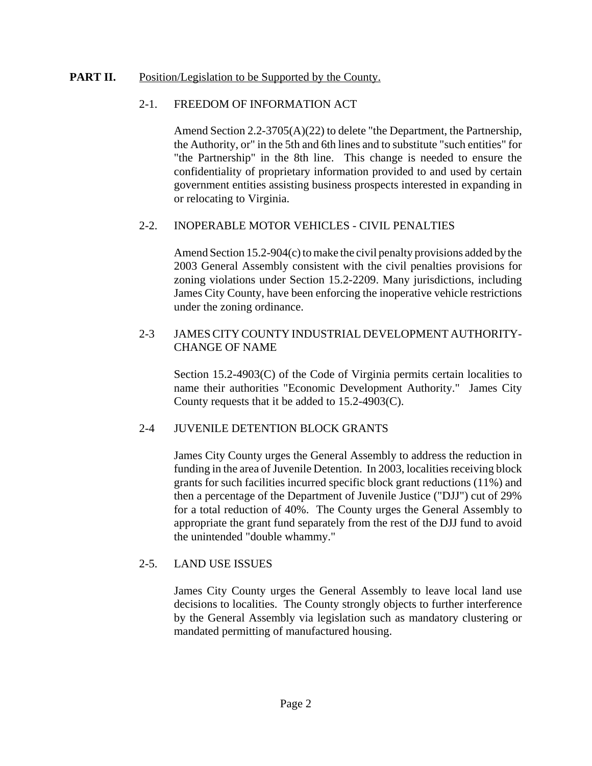**PART II.** Position/Legislation to be Supported by the County.

2-1. FREEDOM OF INFORMATION ACT

Amend Section 2.2-3705(A)(22) to delete "the Department, the Partnership, the Authority, or" in the 5th and 6th lines and to substitute "such entities" for "the Partnership" in the 8th line. This change is needed to ensure the confidentiality of proprietary information provided to and used by certain government entities assisting business prospects interested in expanding in or relocating to Virginia.

2-2. INOPERABLE MOTOR VEHICLES - CIVIL PENALTIES

Amend Section 15.2-904(c) to make the civil penalty provisions added by the 2003 General Assembly consistent with the civil penalties provisions for zoning violations under Section 15.2-2209. Many jurisdictions, including James City County, have been enforcing the inoperative vehicle restrictions under the zoning ordinance.

2-3 JAMES CITY COUNTY INDUSTRIAL DEVELOPMENT AUTHORITY- CHANGE OF NAME

Section 15.2-4903(C) of the Code of Virginia permits certain localities to name their authorities "Economic Development Authority." James City County requests that it be added to 15.2-4903(C).

2-4 JUVENILE DETENTION BLOCK GRANTS

James City County urges the General Assembly to address the reduction in funding in the area of Juvenile Detention. In 2003, localities receiving block grants for such facilities incurred specific block grant reductions (11%) and then a percentage of the Department of Juvenile Justice ("DJJ") cut of 29% for a total reduction of 40%. The County urges the General Assembly to appropriate the grant fund separately from the rest of the DJJ fund to avoid the unintended "double whammy."

2-5. LAND USE ISSUES

James City County urges the General Assembly to leave local land use decisions to localities. The County strongly objects to further interference by the General Assembly via legislation such as mandatory clustering or mandated permitting of manufactured housing.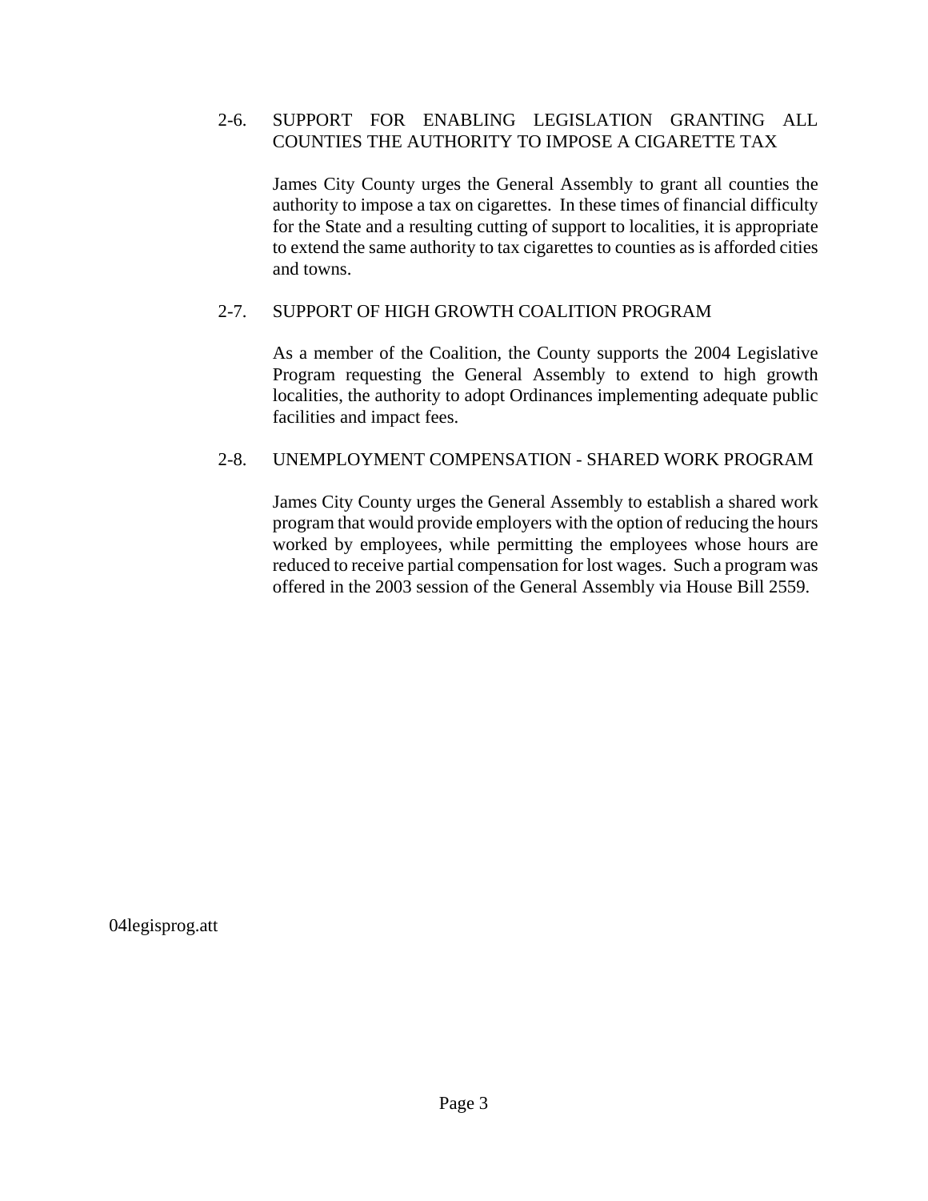2-6. SUPPORT FOR ENABLING LEGISLATION GRANTING ALL COUNTIES THE AUTHORITY TO IMPOSE A CIGARETTE TAX

James City County urges the General Assembly to grant all counties the authority to impose a tax on cigarettes. In these times of financial difficulty for the State and a resulting cutting of support to localities, it is appropriate to extend the same authority to tax cigarettes to counties as is afforded cities and towns.

2-7. SUPPORT OF HIGH GROWTH COALITION PROGRAM

As a member of the Coalition, the County supports the 2004 Legislative Program requesting the General Assembly to extend to high growth localities, the authority to adopt Ordinances implementing adequate public facilities and impact fees.

2-8. UNEMPLOYMENT COMPENSATION - SHARED WORK PROGRAM

James City County urges the General Assembly to establish a shared work program that would provide employers with the option of reducing the hours worked by employees, while permitting the employees whose hours are reduced to receive partial compensation for lost wages. Such a program was offered in the 2003 session of the General Assembly via House Bill 2559.

04legisprog.att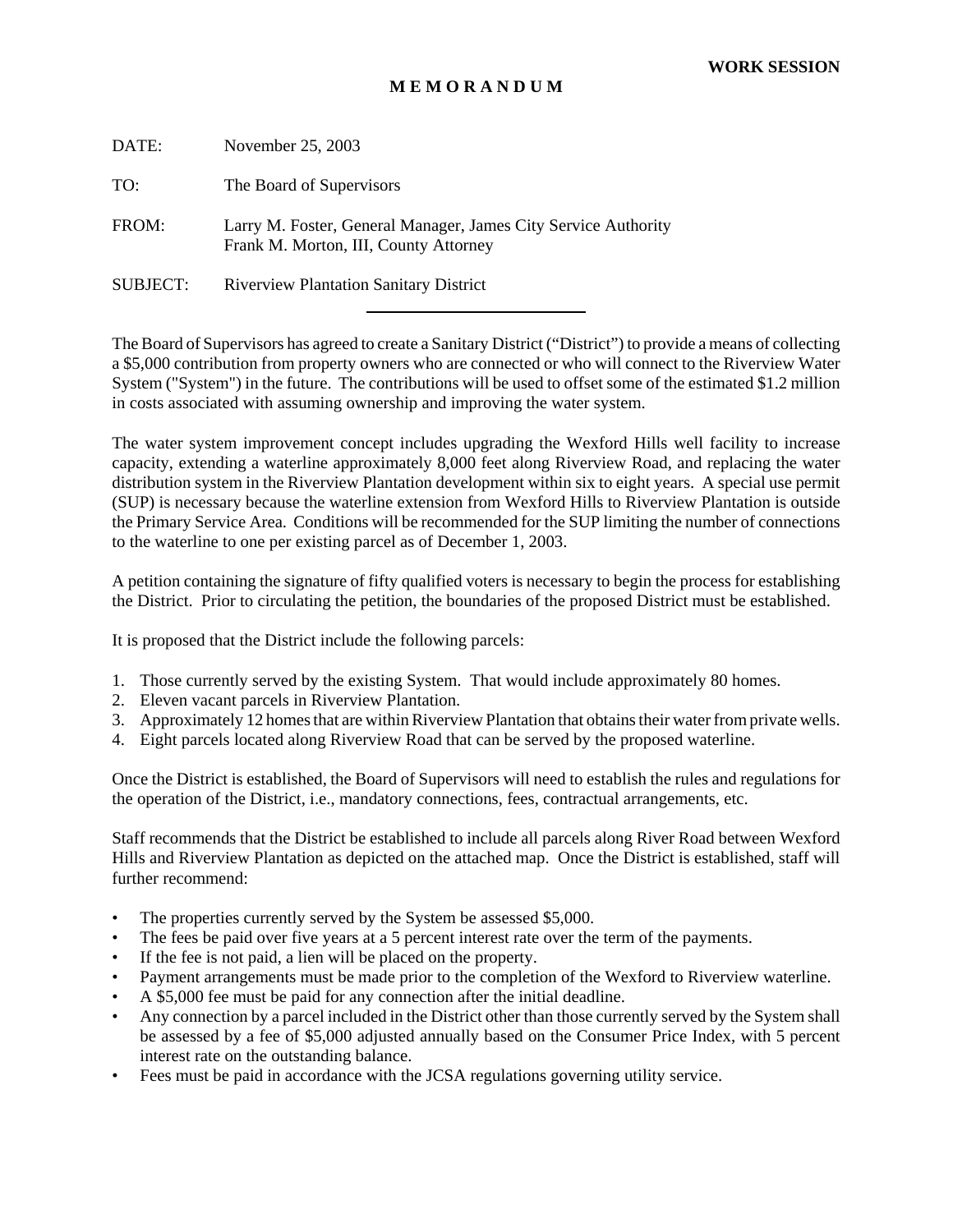**WORK SESSION**

**M E M O R A N D U M**

DATE: November 25, 2003

TO: The Board of Supervisors

FROM: Larry M. Foster, General Manager, James City Service Authority
Frank M. Morton, III, County Attorney

SUBJECT: Riverview Plantation Sanitary District

---

The Board of Supervisors has agreed to create a Sanitary District ("District") to provide a means of collecting a $5,000 contribution from property owners who are connected or who will connect to the Riverview Water System ("System") in the future. The contributions will be used to offset some of the estimated $1.2 million in costs associated with assuming ownership and improving the water system.

The water system improvement concept includes upgrading the Wexford Hills well facility to increase capacity, extending a waterline approximately 8,000 feet along Riverview Road, and replacing the water distribution system in the Riverview Plantation development within six to eight years. A special use permit (SUP) is necessary because the waterline extension from Wexford Hills to Riverview Plantation is outside the Primary Service Area. Conditions will be recommended for the SUP limiting the number of connections to the waterline to one per existing parcel as of December 1, 2003.

A petition containing the signature of fifty qualified voters is necessary to begin the process for establishing the District. Prior to circulating the petition, the boundaries of the proposed District must be established.

It is proposed that the District include the following parcels:

1. Those currently served by the existing System. That would include approximately 80 homes.
2. Eleven vacant parcels in Riverview Plantation.
3. Approximately 12 homes that are within Riverview Plantation that obtains their water from private wells.
4. Eight parcels located along Riverview Road that can be served by the proposed waterline.

Once the District is established, the Board of Supervisors will need to establish the rules and regulations for the operation of the District, i.e., mandatory connections, fees, contractual arrangements, etc.

Staff recommends that the District be established to include all parcels along River Road between Wexford Hills and Riverview Plantation as depicted on the attached map. Once the District is established, staff will further recommend:

- The properties currently served by the System be assessed $5,000.
- The fees be paid over five years at a 5 percent interest rate over the term of the payments.
- If the fee is not paid, a lien will be placed on the property.
- Payment arrangements must be made prior to the completion of the Wexford to Riverview waterline.
- A $5,000 fee must be paid for any connection after the initial deadline.
- Any connection by a parcel included in the District other than those currently served by the System shall be assessed by a fee of $5,000 adjusted annually based on the Consumer Price Index, with 5 percent interest rate on the outstanding balance.
- Fees must be paid in accordance with the JCSA regulations governing utility service.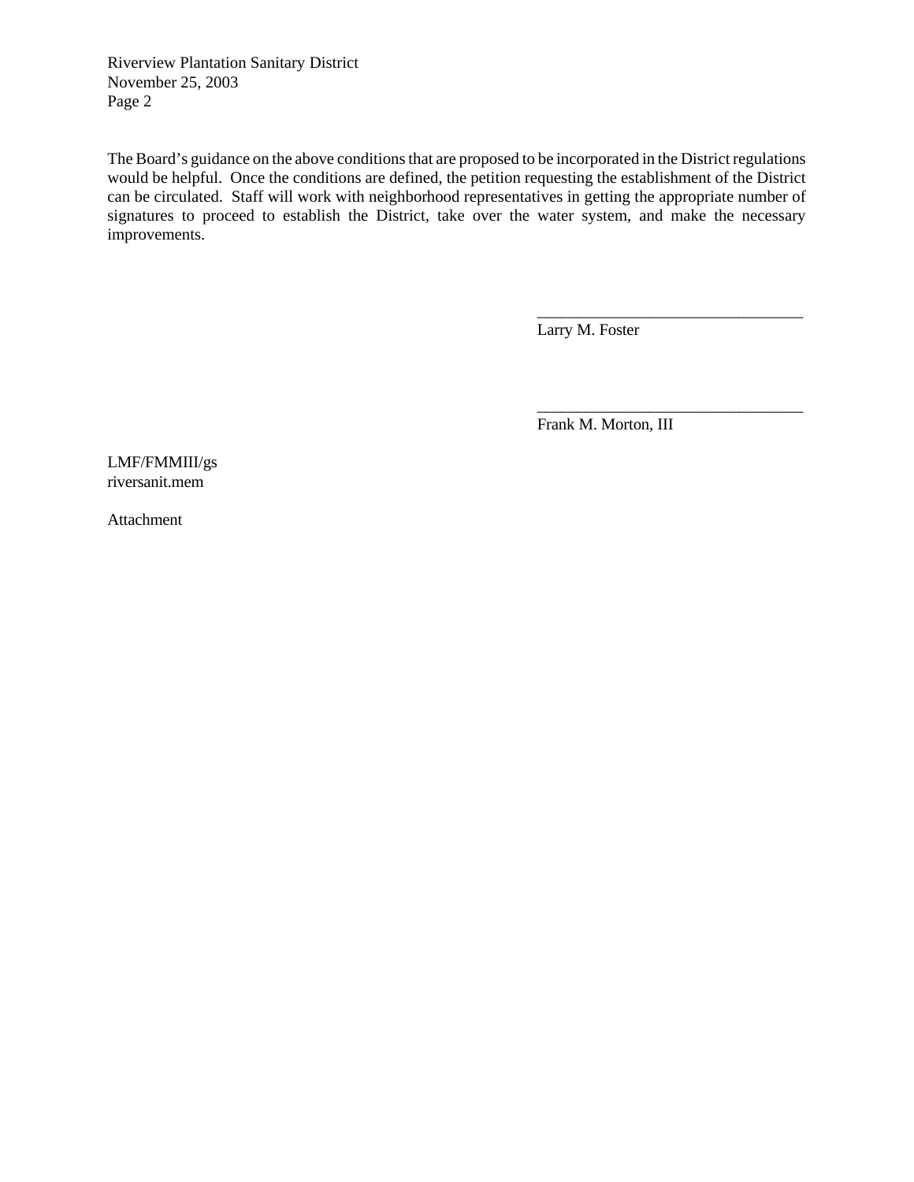The Board's guidance on the above conditions that are proposed to be incorporated in the District regulations would be helpful. Once the conditions are defined, the petition requesting the establishment of the District can be circulated. Staff will work with neighborhood representatives in getting the appropriate number of signatures to proceed to establish the District, take over the water system, and make the necessary improvements.

_________________________________
Larry M. Foster

_________________________________
Frank M. Morton, III

LMF/FMMIII/gs
riversanit.mem

Attachment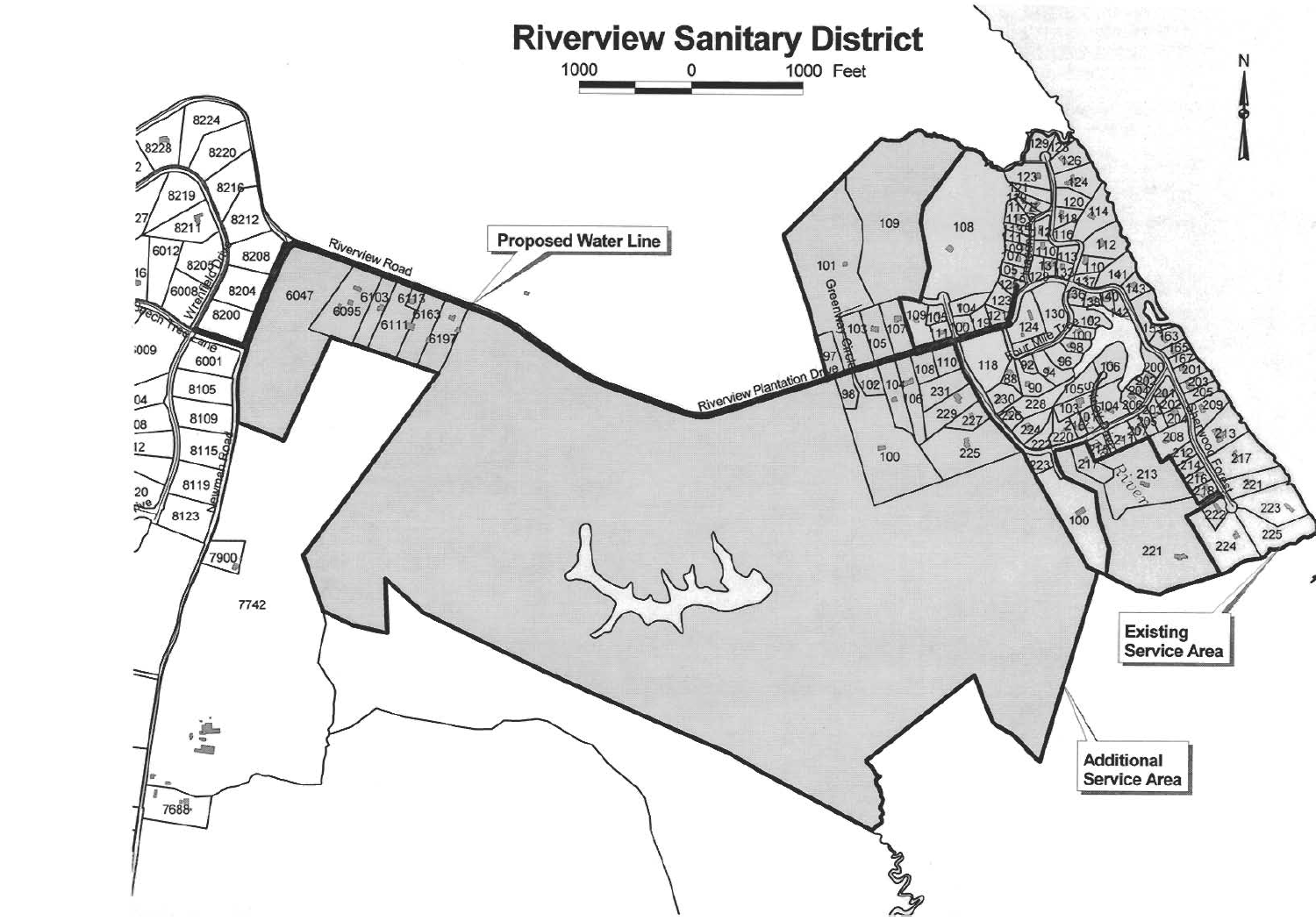# Riverview Sanitary District

1000 0 1000 Feet

N

Proposed Water Line

Existing Service Area

Additional Service Area

Riverview Road

Riverview Plantation Drive

Greenway Circle

Newman Road

Wrenfield Dr

Beech Tree Lane

Four Mile Tree

River